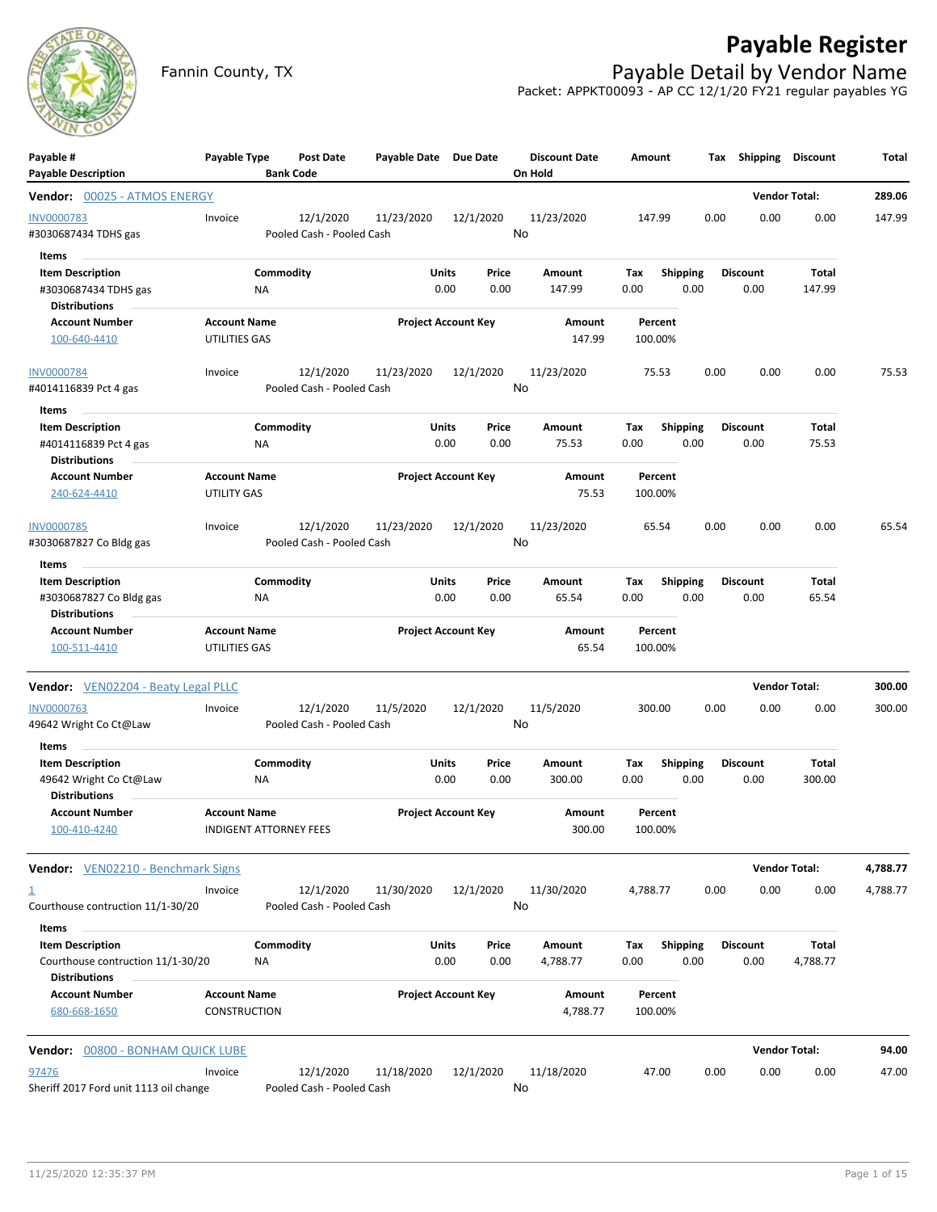# Payable Register

Fannin County, TX

## Payable Detail by Vendor Name

Packet: APPKT00093 - AP CC 12/1/20 FY21 regular payables YG

| Payable # / Payable Description | Payable Type | Post Date / Bank Code | Payable Date | Due Date | Discount Date / On Hold | Amount | Tax | Shipping | Discount | Total |
|---|---|---|---|---|---|---|---|---|---|---|

**Vendor: 00025 - ATMOS ENERGY** — Vendor Total: **289.06**

| Payable # | Payable Type | Post Date | Payable Date | Due Date | Discount Date | Amount | Tax | Shipping | Discount | Total |
|---|---|---|---|---|---|---|---|---|---|---|
| INV0000783 | Invoice | 12/1/2020 | 11/23/2020 | 12/1/2020 | 11/23/2020 | 147.99 | 0.00 | 0.00 | 0.00 | 147.99 |
| #3030687434 TDHS gas | | Pooled Cash - Pooled Cash | | | No | | | | | |

Items

| Item Description | Commodity | Units | Price | Amount | Tax | Shipping | Discount | Total |
|---|---|---|---|---|---|---|---|---|
| #3030687434 TDHS gas | NA | 0.00 | 0.00 | 147.99 | 0.00 | 0.00 | 0.00 | 147.99 |

Distributions

| Account Number | Account Name | Project Account Key | Amount | Percent |
|---|---|---|---|---|
| 100-640-4410 | UTILITIES GAS | | 147.99 | 100.00% |

| Payable # | Payable Type | Post Date | Payable Date | Due Date | Discount Date | Amount | Tax | Shipping | Discount | Total |
|---|---|---|---|---|---|---|---|---|---|---|
| INV0000784 | Invoice | 12/1/2020 | 11/23/2020 | 12/1/2020 | 11/23/2020 | 75.53 | 0.00 | 0.00 | 0.00 | 75.53 |
| #4014116839 Pct 4 gas | | Pooled Cash - Pooled Cash | | | No | | | | | |

Items

| Item Description | Commodity | Units | Price | Amount | Tax | Shipping | Discount | Total |
|---|---|---|---|---|---|---|---|---|
| #4014116839 Pct 4 gas | NA | 0.00 | 0.00 | 75.53 | 0.00 | 0.00 | 0.00 | 75.53 |

Distributions

| Account Number | Account Name | Project Account Key | Amount | Percent |
|---|---|---|---|---|
| 240-624-4410 | UTILITY GAS | | 75.53 | 100.00% |

| Payable # | Payable Type | Post Date | Payable Date | Due Date | Discount Date | Amount | Tax | Shipping | Discount | Total |
|---|---|---|---|---|---|---|---|---|---|---|
| INV0000785 | Invoice | 12/1/2020 | 11/23/2020 | 12/1/2020 | 11/23/2020 | 65.54 | 0.00 | 0.00 | 0.00 | 65.54 |
| #3030687827 Co Bldg gas | | Pooled Cash - Pooled Cash | | | No | | | | | |

Items

| Item Description | Commodity | Units | Price | Amount | Tax | Shipping | Discount | Total |
|---|---|---|---|---|---|---|---|---|
| #3030687827 Co Bldg gas | NA | 0.00 | 0.00 | 65.54 | 0.00 | 0.00 | 0.00 | 65.54 |

Distributions

| Account Number | Account Name | Project Account Key | Amount | Percent |
|---|---|---|---|---|
| 100-511-4410 | UTILITIES GAS | | 65.54 | 100.00% |

**Vendor: VEN02204 - Beaty Legal PLLC** — Vendor Total: **300.00**

| Payable # | Payable Type | Post Date | Payable Date | Due Date | Discount Date | Amount | Tax | Shipping | Discount | Total |
|---|---|---|---|---|---|---|---|---|---|---|
| INV0000763 | Invoice | 12/1/2020 | 11/5/2020 | 12/1/2020 | 11/5/2020 | 300.00 | 0.00 | 0.00 | 0.00 | 300.00 |
| 49642 Wright Co Ct@Law | | Pooled Cash - Pooled Cash | | | No | | | | | |

Items

| Item Description | Commodity | Units | Price | Amount | Tax | Shipping | Discount | Total |
|---|---|---|---|---|---|---|---|---|
| 49642 Wright Co Ct@Law | NA | 0.00 | 0.00 | 300.00 | 0.00 | 0.00 | 0.00 | 300.00 |

Distributions

| Account Number | Account Name | Project Account Key | Amount | Percent |
|---|---|---|---|---|
| 100-410-4240 | INDIGENT ATTORNEY FEES | | 300.00 | 100.00% |

**Vendor: VEN02210 - Benchmark Signs** — Vendor Total: **4,788.77**

| Payable # | Payable Type | Post Date | Payable Date | Due Date | Discount Date | Amount | Tax | Shipping | Discount | Total |
|---|---|---|---|---|---|---|---|---|---|---|
| 1 | Invoice | 12/1/2020 | 11/30/2020 | 12/1/2020 | 11/30/2020 | 4,788.77 | 0.00 | 0.00 | 0.00 | 4,788.77 |
| Courthouse contruction 11/1-30/20 | | Pooled Cash - Pooled Cash | | | No | | | | | |

Items

| Item Description | Commodity | Units | Price | Amount | Tax | Shipping | Discount | Total |
|---|---|---|---|---|---|---|---|---|
| Courthouse contruction 11/1-30/20 | NA | 0.00 | 0.00 | 4,788.77 | 0.00 | 0.00 | 0.00 | 4,788.77 |

Distributions

| Account Number | Account Name | Project Account Key | Amount | Percent |
|---|---|---|---|---|
| 680-668-1650 | CONSTRUCTION | | 4,788.77 | 100.00% |

**Vendor: 00800 - BONHAM QUICK LUBE** — Vendor Total: **94.00**

| Payable # | Payable Type | Post Date | Payable Date | Due Date | Discount Date | Amount | Tax | Shipping | Discount | Total |
|---|---|---|---|---|---|---|---|---|---|---|
| 97476 | Invoice | 12/1/2020 | 11/18/2020 | 12/1/2020 | 11/18/2020 | 47.00 | 0.00 | 0.00 | 0.00 | 47.00 |
| Sheriff 2017 Ford unit 1113 oil change | | Pooled Cash - Pooled Cash | | | No | | | | | |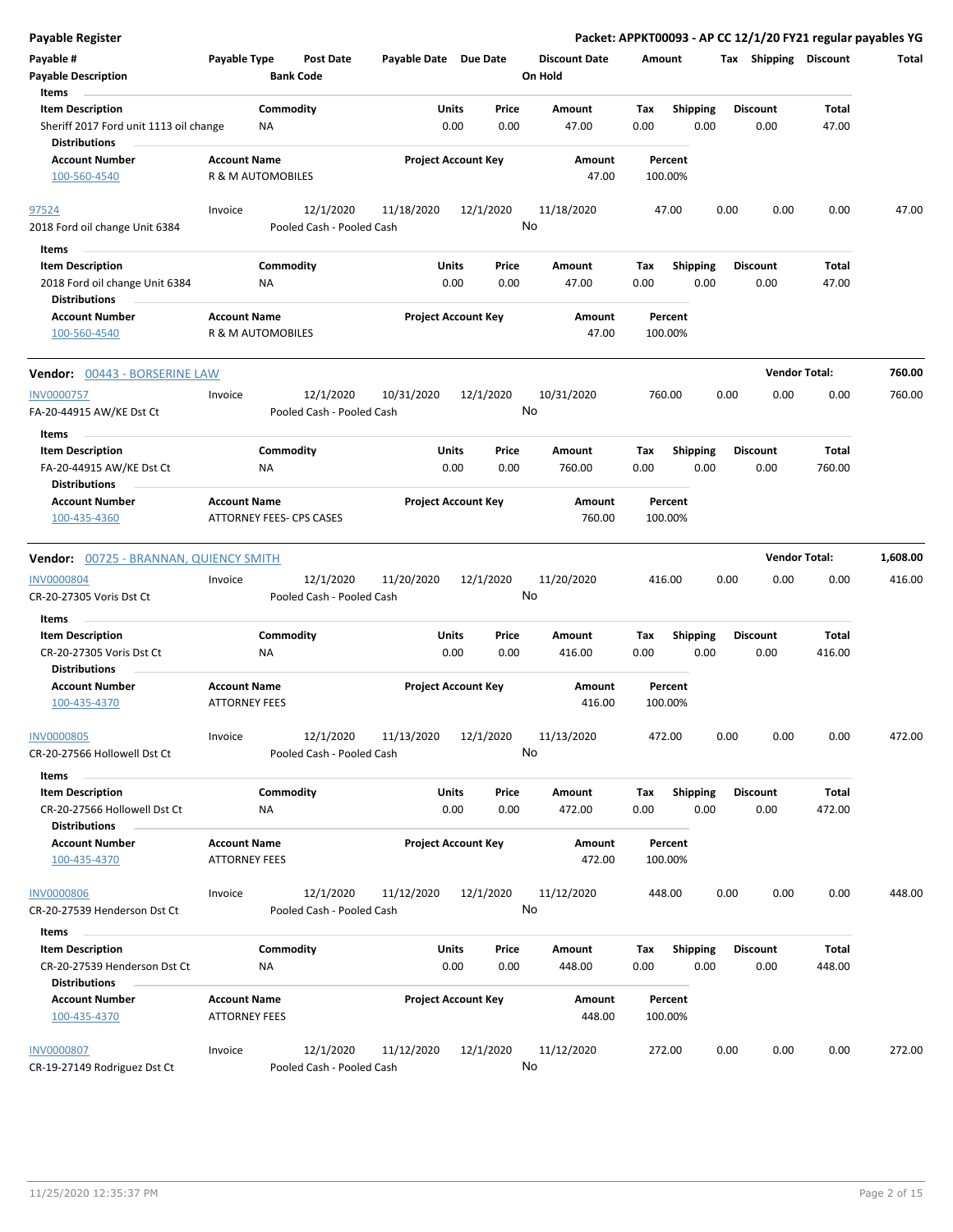**Payable Register** — **Packet: APPKT00093 - AP CC 12/1/20 FY21 regular payables YG**

| Payable # | Payable Type | Post Date | Payable Date | Due Date | Discount Date | Amount | Tax | Shipping | Discount | Total |
|---|---|---|---|---|---|---|---|---|---|---|
| Payable Description | | Bank Code | | | On Hold | | | | | |

**Items**

| Item Description | Commodity | Units | Price | Amount | Tax | Shipping | Discount | Total |
|---|---|---|---|---|---|---|---|---|
| Sheriff 2017 Ford unit 1113 oil change | NA | 0.00 | 0.00 | 47.00 | 0.00 | 0.00 | 0.00 | 47.00 |

**Distributions**

| Account Number | Account Name | Project Account Key | Amount | Percent |
|---|---|---|---|---|
| 100-560-4540 | R & M AUTOMOBILES | | 47.00 | 100.00% |

| Payable # | Payable Type | Post Date | Payable Date | Due Date | Discount Date | Amount | Tax | Shipping | Discount | Total |
|---|---|---|---|---|---|---|---|---|---|---|
| 97524 | Invoice | 12/1/2020 | 11/18/2020 | 12/1/2020 | 11/18/2020 | 47.00 | 0.00 | 0.00 | 0.00 | 47.00 |
| 2018 Ford oil change Unit 6384 | | Pooled Cash - Pooled Cash | | | No | | | | | |

**Items**

| Item Description | Commodity | Units | Price | Amount | Tax | Shipping | Discount | Total |
|---|---|---|---|---|---|---|---|---|
| 2018 Ford oil change Unit 6384 | NA | 0.00 | 0.00 | 47.00 | 0.00 | 0.00 | 0.00 | 47.00 |

**Distributions**

| Account Number | Account Name | Project Account Key | Amount | Percent |
|---|---|---|---|---|
| 100-560-4540 | R & M AUTOMOBILES | | 47.00 | 100.00% |

## Vendor: 00443 - BORSERINE LAW — Vendor Total: 760.00

| Payable # | Payable Type | Post Date | Payable Date | Due Date | Discount Date | Amount | Tax | Shipping | Discount | Total |
|---|---|---|---|---|---|---|---|---|---|---|
| INV0000757 | Invoice | 12/1/2020 | 10/31/2020 | 12/1/2020 | 10/31/2020 | 760.00 | 0.00 | 0.00 | 0.00 | 760.00 |
| FA-20-44915 AW/KE Dst Ct | | Pooled Cash - Pooled Cash | | | No | | | | | |

**Items**

| Item Description | Commodity | Units | Price | Amount | Tax | Shipping | Discount | Total |
|---|---|---|---|---|---|---|---|---|
| FA-20-44915 AW/KE Dst Ct | NA | 0.00 | 0.00 | 760.00 | 0.00 | 0.00 | 0.00 | 760.00 |

**Distributions**

| Account Number | Account Name | Project Account Key | Amount | Percent |
|---|---|---|---|---|
| 100-435-4360 | ATTORNEY FEES- CPS CASES | | 760.00 | 100.00% |

## Vendor: 00725 - BRANNAN, QUIENCY SMITH — Vendor Total: 1,608.00

| Payable # | Payable Type | Post Date | Payable Date | Due Date | Discount Date | Amount | Tax | Shipping | Discount | Total |
|---|---|---|---|---|---|---|---|---|---|---|
| INV0000804 | Invoice | 12/1/2020 | 11/20/2020 | 12/1/2020 | 11/20/2020 | 416.00 | 0.00 | 0.00 | 0.00 | 416.00 |
| CR-20-27305 Voris Dst Ct | | Pooled Cash - Pooled Cash | | | No | | | | | |

**Items**

| Item Description | Commodity | Units | Price | Amount | Tax | Shipping | Discount | Total |
|---|---|---|---|---|---|---|---|---|
| CR-20-27305 Voris Dst Ct | NA | 0.00 | 0.00 | 416.00 | 0.00 | 0.00 | 0.00 | 416.00 |

**Distributions**

| Account Number | Account Name | Project Account Key | Amount | Percent |
|---|---|---|---|---|
| 100-435-4370 | ATTORNEY FEES | | 416.00 | 100.00% |

| Payable # | Payable Type | Post Date | Payable Date | Due Date | Discount Date | Amount | Tax | Shipping | Discount | Total |
|---|---|---|---|---|---|---|---|---|---|---|
| INV0000805 | Invoice | 12/1/2020 | 11/13/2020 | 12/1/2020 | 11/13/2020 | 472.00 | 0.00 | 0.00 | 0.00 | 472.00 |
| CR-20-27566 Hollowell Dst Ct | | Pooled Cash - Pooled Cash | | | No | | | | | |

**Items**

| Item Description | Commodity | Units | Price | Amount | Tax | Shipping | Discount | Total |
|---|---|---|---|---|---|---|---|---|
| CR-20-27566 Hollowell Dst Ct | NA | 0.00 | 0.00 | 472.00 | 0.00 | 0.00 | 0.00 | 472.00 |

**Distributions**

| Account Number | Account Name | Project Account Key | Amount | Percent |
|---|---|---|---|---|
| 100-435-4370 | ATTORNEY FEES | | 472.00 | 100.00% |

| Payable # | Payable Type | Post Date | Payable Date | Due Date | Discount Date | Amount | Tax | Shipping | Discount | Total |
|---|---|---|---|---|---|---|---|---|---|---|
| INV0000806 | Invoice | 12/1/2020 | 11/12/2020 | 12/1/2020 | 11/12/2020 | 448.00 | 0.00 | 0.00 | 0.00 | 448.00 |
| CR-20-27539 Henderson Dst Ct | | Pooled Cash - Pooled Cash | | | No | | | | | |

**Items**

| Item Description | Commodity | Units | Price | Amount | Tax | Shipping | Discount | Total |
|---|---|---|---|---|---|---|---|---|
| CR-20-27539 Henderson Dst Ct | NA | 0.00 | 0.00 | 448.00 | 0.00 | 0.00 | 0.00 | 448.00 |

**Distributions**

| Account Number | Account Name | Project Account Key | Amount | Percent |
|---|---|---|---|---|
| 100-435-4370 | ATTORNEY FEES | | 448.00 | 100.00% |

| Payable # | Payable Type | Post Date | Payable Date | Due Date | Discount Date | Amount | Tax | Shipping | Discount | Total |
|---|---|---|---|---|---|---|---|---|---|---|
| INV0000807 | Invoice | 12/1/2020 | 11/12/2020 | 12/1/2020 | 11/12/2020 | 272.00 | 0.00 | 0.00 | 0.00 | 272.00 |
| CR-19-27149 Rodriguez Dst Ct | | Pooled Cash - Pooled Cash | | | No | | | | | |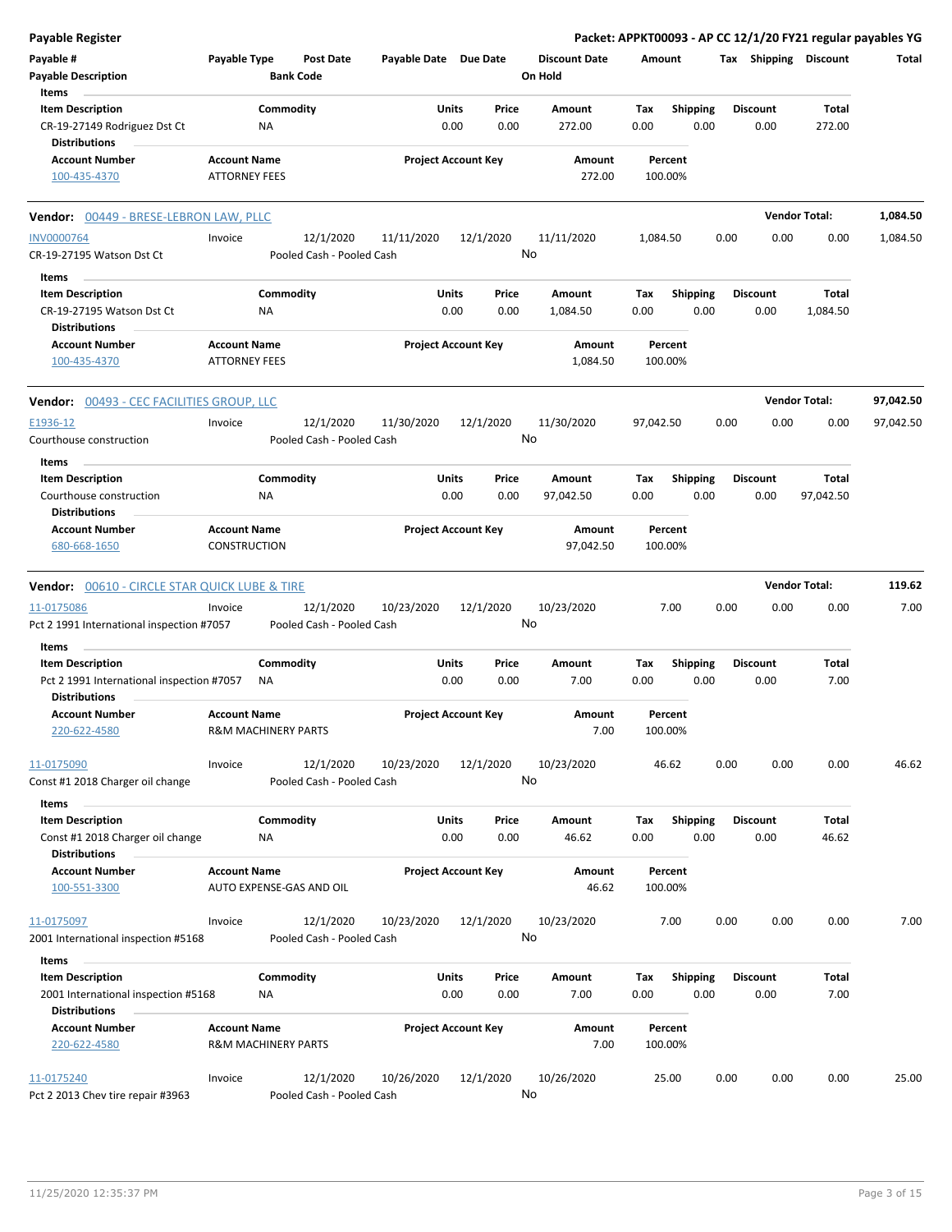**Payable Register** — **Packet: APPKT00093 - AP CC 12/1/20 FY21 regular payables YG**

| Payable # | Payable Type | Post Date | Payable Date | Due Date | Discount Date | Amount | Tax | Shipping | Discount | Total |
|---|---|---|---|---|---|---|---|---|---|---|
| Payable Description | | Bank Code | | | On Hold | | | | | |

**Items**

| Item Description | Commodity | Units | Price | Amount | Tax | Shipping | Discount | Total |
|---|---|---|---|---|---|---|---|---|
| CR-19-27149 Rodriguez Dst Ct | NA | 0.00 | 0.00 | 272.00 | 0.00 | 0.00 | 0.00 | 272.00 |

**Distributions**

| Account Number | Account Name | Project Account Key | Amount | Percent |
|---|---|---|---|---|
| 100-435-4370 | ATTORNEY FEES | | 272.00 | 100.00% |

---

**Vendor: 00449 - BRESE-LEBRON LAW, PLLC** — **Vendor Total: 1,084.50**

| Payable # | Payable Type | Post Date | Payable Date | Due Date | Discount Date | Amount | Tax | Shipping | Discount | Total |
|---|---|---|---|---|---|---|---|---|---|---|
| INV0000764 | Invoice | 12/1/2020 | 11/11/2020 | 12/1/2020 | 11/11/2020 | 1,084.50 | 0.00 | 0.00 | 0.00 | 1,084.50 |
| CR-19-27195 Watson Dst Ct | | Pooled Cash - Pooled Cash | | | No | | | | | |

**Items**

| Item Description | Commodity | Units | Price | Amount | Tax | Shipping | Discount | Total |
|---|---|---|---|---|---|---|---|---|
| CR-19-27195 Watson Dst Ct | NA | 0.00 | 0.00 | 1,084.50 | 0.00 | 0.00 | 0.00 | 1,084.50 |

**Distributions**

| Account Number | Account Name | Project Account Key | Amount | Percent |
|---|---|---|---|---|
| 100-435-4370 | ATTORNEY FEES | | 1,084.50 | 100.00% |

---

**Vendor: 00493 - CEC FACILITIES GROUP, LLC** — **Vendor Total: 97,042.50**

| Payable # | Payable Type | Post Date | Payable Date | Due Date | Discount Date | Amount | Tax | Shipping | Discount | Total |
|---|---|---|---|---|---|---|---|---|---|---|
| E1936-12 | Invoice | 12/1/2020 | 11/30/2020 | 12/1/2020 | 11/30/2020 | 97,042.50 | 0.00 | 0.00 | 0.00 | 97,042.50 |
| Courthouse construction | | Pooled Cash - Pooled Cash | | | No | | | | | |

**Items**

| Item Description | Commodity | Units | Price | Amount | Tax | Shipping | Discount | Total |
|---|---|---|---|---|---|---|---|---|
| Courthouse construction | NA | 0.00 | 0.00 | 97,042.50 | 0.00 | 0.00 | 0.00 | 97,042.50 |

**Distributions**

| Account Number | Account Name | Project Account Key | Amount | Percent |
|---|---|---|---|---|
| 680-668-1650 | CONSTRUCTION | | 97,042.50 | 100.00% |

---

**Vendor: 00610 - CIRCLE STAR QUICK LUBE & TIRE** — **Vendor Total: 119.62**

| Payable # | Payable Type | Post Date | Payable Date | Due Date | Discount Date | Amount | Tax | Shipping | Discount | Total |
|---|---|---|---|---|---|---|---|---|---|---|
| 11-0175086 | Invoice | 12/1/2020 | 10/23/2020 | 12/1/2020 | 10/23/2020 | 7.00 | 0.00 | 0.00 | 0.00 | 7.00 |
| Pct 2 1991 International inspection #7057 | | Pooled Cash - Pooled Cash | | | No | | | | | |

**Items**

| Item Description | Commodity | Units | Price | Amount | Tax | Shipping | Discount | Total |
|---|---|---|---|---|---|---|---|---|
| Pct 2 1991 International inspection #7057 | NA | 0.00 | 0.00 | 7.00 | 0.00 | 0.00 | 0.00 | 7.00 |

**Distributions**

| Account Number | Account Name | Project Account Key | Amount | Percent |
|---|---|---|---|---|
| 220-622-4580 | R&M MACHINERY PARTS | | 7.00 | 100.00% |

| Payable # | Payable Type | Post Date | Payable Date | Due Date | Discount Date | Amount | Tax | Shipping | Discount | Total |
|---|---|---|---|---|---|---|---|---|---|---|
| 11-0175090 | Invoice | 12/1/2020 | 10/23/2020 | 12/1/2020 | 10/23/2020 | 46.62 | 0.00 | 0.00 | 0.00 | 46.62 |
| Const #1 2018 Charger oil change | | Pooled Cash - Pooled Cash | | | No | | | | | |

**Items**

| Item Description | Commodity | Units | Price | Amount | Tax | Shipping | Discount | Total |
|---|---|---|---|---|---|---|---|---|
| Const #1 2018 Charger oil change | NA | 0.00 | 0.00 | 46.62 | 0.00 | 0.00 | 0.00 | 46.62 |

**Distributions**

| Account Number | Account Name | Project Account Key | Amount | Percent |
|---|---|---|---|---|
| 100-551-3300 | AUTO EXPENSE-GAS AND OIL | | 46.62 | 100.00% |

| Payable # | Payable Type | Post Date | Payable Date | Due Date | Discount Date | Amount | Tax | Shipping | Discount | Total |
|---|---|---|---|---|---|---|---|---|---|---|
| 11-0175097 | Invoice | 12/1/2020 | 10/23/2020 | 12/1/2020 | 10/23/2020 | 7.00 | 0.00 | 0.00 | 0.00 | 7.00 |
| 2001 International inspection #5168 | | Pooled Cash - Pooled Cash | | | No | | | | | |

**Items**

| Item Description | Commodity | Units | Price | Amount | Tax | Shipping | Discount | Total |
|---|---|---|---|---|---|---|---|---|
| 2001 International inspection #5168 | NA | 0.00 | 0.00 | 7.00 | 0.00 | 0.00 | 0.00 | 7.00 |

**Distributions**

| Account Number | Account Name | Project Account Key | Amount | Percent |
|---|---|---|---|---|
| 220-622-4580 | R&M MACHINERY PARTS | | 7.00 | 100.00% |

| Payable # | Payable Type | Post Date | Payable Date | Due Date | Discount Date | Amount | Tax | Shipping | Discount | Total |
|---|---|---|---|---|---|---|---|---|---|---|
| 11-0175240 | Invoice | 12/1/2020 | 10/26/2020 | 12/1/2020 | 10/26/2020 | 25.00 | 0.00 | 0.00 | 0.00 | 25.00 |
| Pct 2 2013 Chev tire repair #3963 | | Pooled Cash - Pooled Cash | | | No | | | | | |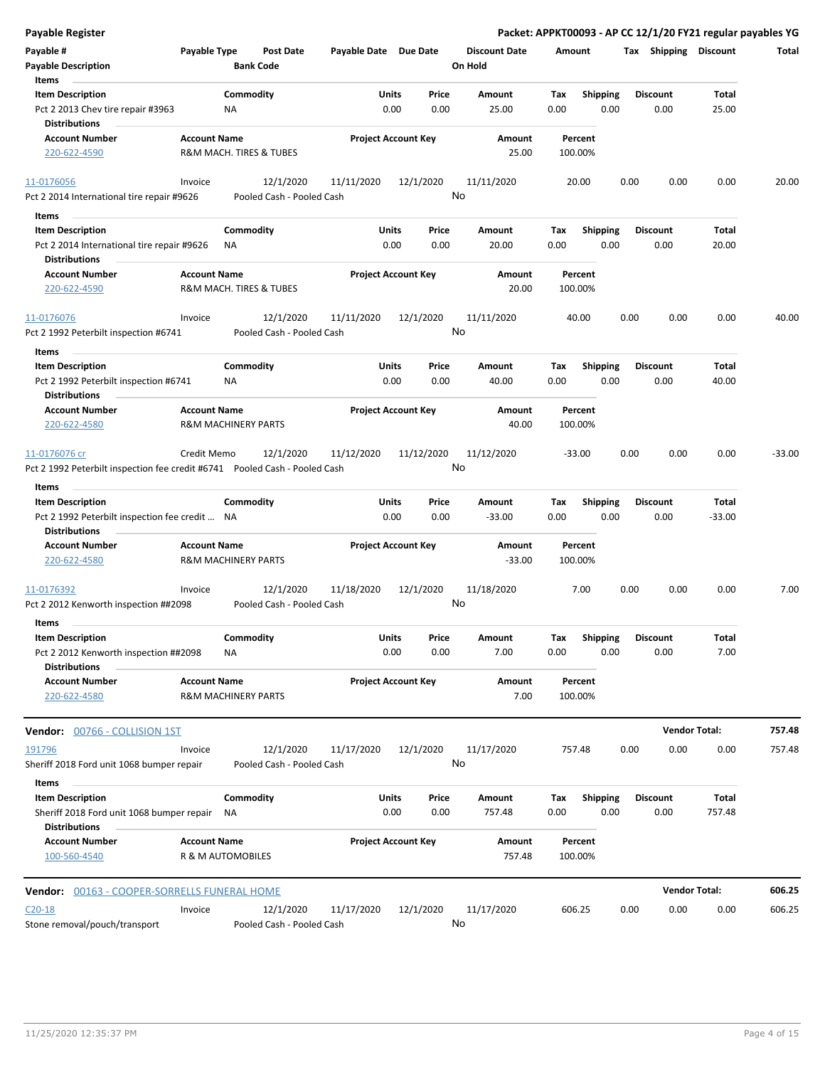**Payable Register** — **Packet: APPKT00093 - AP CC 12/1/20 FY21 regular payables YG**

| Payable # | Payable Type | Post Date | Payable Date | Due Date | Discount Date | Amount | Tax | Shipping | Discount | Total |
|---|---|---|---|---|---|---|---|---|---|---|
| Payable Description | | Bank Code | | | On Hold | | | | | |

**Items**

| Item Description | Commodity | Units | Price | Amount | Tax | Shipping | Discount | Total |
|---|---|---|---|---|---|---|---|---|
| Pct 2 2013 Chev tire repair #3963 | NA | 0.00 | 0.00 | 25.00 | 0.00 | 0.00 | 0.00 | 25.00 |

**Distributions**

| Account Number | Account Name | Project Account Key | Amount | Percent |
|---|---|---|---|---|
| 220-622-4590 | R&M MACH. TIRES & TUBES | | 25.00 | 100.00% |

| Payable # | Payable Type | Post Date | Payable Date | Due Date | Discount Date | Amount | Tax | Shipping | Discount | Total |
|---|---|---|---|---|---|---|---|---|---|---|
| 11-0176056 | Invoice | 12/1/2020 | 11/11/2020 | 12/1/2020 | 11/11/2020 | 20.00 | 0.00 | 0.00 | 0.00 | 20.00 |
| Pct 2 2014 International tire repair #9626 | | Pooled Cash - Pooled Cash | | | No | | | | | |

**Items**

| Item Description | Commodity | Units | Price | Amount | Tax | Shipping | Discount | Total |
|---|---|---|---|---|---|---|---|---|
| Pct 2 2014 International tire repair #9626 | NA | 0.00 | 0.00 | 20.00 | 0.00 | 0.00 | 0.00 | 20.00 |

**Distributions**

| Account Number | Account Name | Project Account Key | Amount | Percent |
|---|---|---|---|---|
| 220-622-4590 | R&M MACH. TIRES & TUBES | | 20.00 | 100.00% |

| Payable # | Payable Type | Post Date | Payable Date | Due Date | Discount Date | Amount | Tax | Shipping | Discount | Total |
|---|---|---|---|---|---|---|---|---|---|---|
| 11-0176076 | Invoice | 12/1/2020 | 11/11/2020 | 12/1/2020 | 11/11/2020 | 40.00 | 0.00 | 0.00 | 0.00 | 40.00 |
| Pct 2 1992 Peterbilt inspection #6741 | | Pooled Cash - Pooled Cash | | | No | | | | | |

**Items**

| Item Description | Commodity | Units | Price | Amount | Tax | Shipping | Discount | Total |
|---|---|---|---|---|---|---|---|---|
| Pct 2 1992 Peterbilt inspection #6741 | NA | 0.00 | 0.00 | 40.00 | 0.00 | 0.00 | 0.00 | 40.00 |

**Distributions**

| Account Number | Account Name | Project Account Key | Amount | Percent |
|---|---|---|---|---|
| 220-622-4580 | R&M MACHINERY PARTS | | 40.00 | 100.00% |

| Payable # | Payable Type | Post Date | Payable Date | Due Date | Discount Date | Amount | Tax | Shipping | Discount | Total |
|---|---|---|---|---|---|---|---|---|---|---|
| 11-0176076 cr | Credit Memo | 12/1/2020 | 11/12/2020 | 11/12/2020 | 11/12/2020 | -33.00 | 0.00 | 0.00 | 0.00 | -33.00 |
| Pct 2 1992 Peterbilt inspection fee credit #6741 | | Pooled Cash - Pooled Cash | | | No | | | | | |

**Items**

| Item Description | Commodity | Units | Price | Amount | Tax | Shipping | Discount | Total |
|---|---|---|---|---|---|---|---|---|
| Pct 2 1992 Peterbilt inspection fee credit ... | NA | 0.00 | 0.00 | -33.00 | 0.00 | 0.00 | 0.00 | -33.00 |

**Distributions**

| Account Number | Account Name | Project Account Key | Amount | Percent |
|---|---|---|---|---|
| 220-622-4580 | R&M MACHINERY PARTS | | -33.00 | 100.00% |

| Payable # | Payable Type | Post Date | Payable Date | Due Date | Discount Date | Amount | Tax | Shipping | Discount | Total |
|---|---|---|---|---|---|---|---|---|---|---|
| 11-0176392 | Invoice | 12/1/2020 | 11/18/2020 | 12/1/2020 | 11/18/2020 | 7.00 | 0.00 | 0.00 | 0.00 | 7.00 |
| Pct 2 2012 Kenworth inspection ##2098 | | Pooled Cash - Pooled Cash | | | No | | | | | |

**Items**

| Item Description | Commodity | Units | Price | Amount | Tax | Shipping | Discount | Total |
|---|---|---|---|---|---|---|---|---|
| Pct 2 2012 Kenworth inspection ##2098 | NA | 0.00 | 0.00 | 7.00 | 0.00 | 0.00 | 0.00 | 7.00 |

**Distributions**

| Account Number | Account Name | Project Account Key | Amount | Percent |
|---|---|---|---|---|
| 220-622-4580 | R&M MACHINERY PARTS | | 7.00 | 100.00% |

**Vendor:** 00766 - COLLISION 1ST — **Vendor Total: 757.48**

| Payable # | Payable Type | Post Date | Payable Date | Due Date | Discount Date | Amount | Tax | Shipping | Discount | Total |
|---|---|---|---|---|---|---|---|---|---|---|
| 191796 | Invoice | 12/1/2020 | 11/17/2020 | 12/1/2020 | 11/17/2020 | 757.48 | 0.00 | 0.00 | 0.00 | 757.48 |
| Sheriff 2018 Ford unit 1068 bumper repair | | Pooled Cash - Pooled Cash | | | No | | | | | |

**Items**

| Item Description | Commodity | Units | Price | Amount | Tax | Shipping | Discount | Total |
|---|---|---|---|---|---|---|---|---|
| Sheriff 2018 Ford unit 1068 bumper repair | NA | 0.00 | 0.00 | 757.48 | 0.00 | 0.00 | 0.00 | 757.48 |

**Distributions**

| Account Number | Account Name | Project Account Key | Amount | Percent |
|---|---|---|---|---|
| 100-560-4540 | R & M AUTOMOBILES | | 757.48 | 100.00% |

**Vendor:** 00163 - COOPER-SORRELLS FUNERAL HOME — **Vendor Total: 606.25**

| Payable # | Payable Type | Post Date | Payable Date | Due Date | Discount Date | Amount | Tax | Shipping | Discount | Total |
|---|---|---|---|---|---|---|---|---|---|---|
| C20-18 | Invoice | 12/1/2020 | 11/17/2020 | 12/1/2020 | 11/17/2020 | 606.25 | 0.00 | 0.00 | 0.00 | 606.25 |
| Stone removal/pouch/transport | | Pooled Cash - Pooled Cash | | | No | | | | | |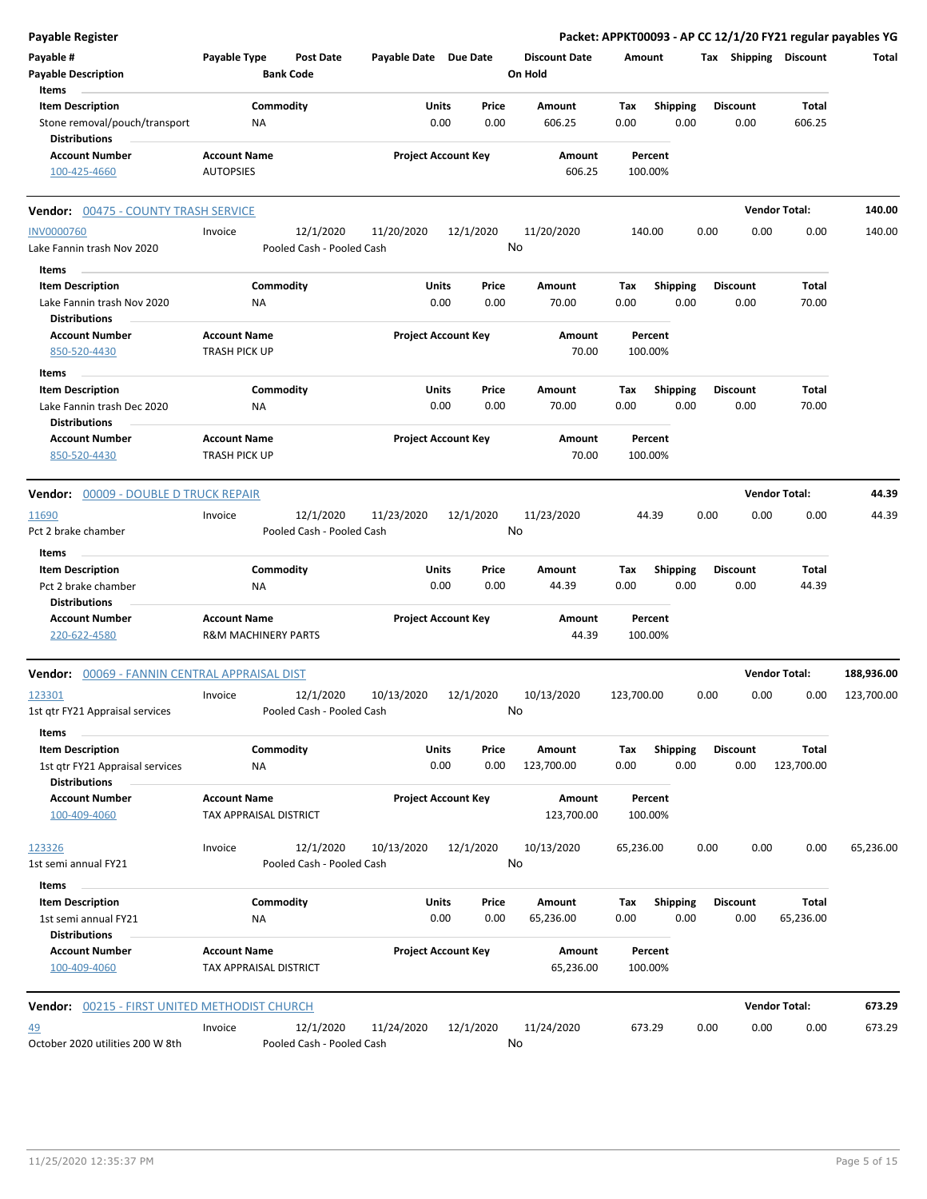**Payable Register** — **Packet: APPKT00093 - AP CC 12/1/20 FY21 regular payables YG**

| Payable # | Payable Type | Post Date | Payable Date | Due Date | Discount Date | Amount | Tax | Shipping | Discount | Total |
|---|---|---|---|---|---|---|---|---|---|---|
| Payable Description | | Bank Code | | | On Hold | | | | | |

**Items**

| Item Description | Commodity | Units | Price | Amount | Tax | Shipping | Discount | Total |
|---|---|---|---|---|---|---|---|---|
| Stone removal/pouch/transport | NA | 0.00 | 0.00 | 606.25 | 0.00 | 0.00 | 0.00 | 606.25 |

**Distributions**

| Account Number | Account Name | Project Account Key | Amount | Percent |
|---|---|---|---|---|
| 100-425-4660 | AUTOPSIES | | 606.25 | 100.00% |

---

**Vendor: 00475 - COUNTY TRASH SERVICE** — **Vendor Total: 140.00**

| Payable # | Payable Type | Post Date | Payable Date | Due Date | Discount Date | Amount | Tax | Shipping | Discount | Total |
|---|---|---|---|---|---|---|---|---|---|---|
| INV0000760 | Invoice | 12/1/2020 | 11/20/2020 | 12/1/2020 | 11/20/2020 | 140.00 | 0.00 | 0.00 | 0.00 | 140.00 |
| Lake Fannin trash Nov 2020 | | Pooled Cash - Pooled Cash | | | No | | | | | |

**Items**

| Item Description | Commodity | Units | Price | Amount | Tax | Shipping | Discount | Total |
|---|---|---|---|---|---|---|---|---|
| Lake Fannin trash Nov 2020 | NA | 0.00 | 0.00 | 70.00 | 0.00 | 0.00 | 0.00 | 70.00 |

**Distributions**

| Account Number | Account Name | Project Account Key | Amount | Percent |
|---|---|---|---|---|
| 850-520-4430 | TRASH PICK UP | | 70.00 | 100.00% |

**Items**

| Item Description | Commodity | Units | Price | Amount | Tax | Shipping | Discount | Total |
|---|---|---|---|---|---|---|---|---|
| Lake Fannin trash Dec 2020 | NA | 0.00 | 0.00 | 70.00 | 0.00 | 0.00 | 0.00 | 70.00 |

**Distributions**

| Account Number | Account Name | Project Account Key | Amount | Percent |
|---|---|---|---|---|
| 850-520-4430 | TRASH PICK UP | | 70.00 | 100.00% |

---

**Vendor: 00009 - DOUBLE D TRUCK REPAIR** — **Vendor Total: 44.39**

| Payable # | Payable Type | Post Date | Payable Date | Due Date | Discount Date | Amount | Tax | Shipping | Discount | Total |
|---|---|---|---|---|---|---|---|---|---|---|
| 11690 | Invoice | 12/1/2020 | 11/23/2020 | 12/1/2020 | 11/23/2020 | 44.39 | 0.00 | 0.00 | 0.00 | 44.39 |
| Pct 2 brake chamber | | Pooled Cash - Pooled Cash | | | No | | | | | |

**Items**

| Item Description | Commodity | Units | Price | Amount | Tax | Shipping | Discount | Total |
|---|---|---|---|---|---|---|---|---|
| Pct 2 brake chamber | NA | 0.00 | 0.00 | 44.39 | 0.00 | 0.00 | 0.00 | 44.39 |

**Distributions**

| Account Number | Account Name | Project Account Key | Amount | Percent |
|---|---|---|---|---|
| 220-622-4580 | R&M MACHINERY PARTS | | 44.39 | 100.00% |

---

**Vendor: 00069 - FANNIN CENTRAL APPRAISAL DIST** — **Vendor Total: 188,936.00**

| Payable # | Payable Type | Post Date | Payable Date | Due Date | Discount Date | Amount | Tax | Shipping | Discount | Total |
|---|---|---|---|---|---|---|---|---|---|---|
| 123301 | Invoice | 12/1/2020 | 10/13/2020 | 12/1/2020 | 10/13/2020 | 123,700.00 | 0.00 | 0.00 | 0.00 | 123,700.00 |
| 1st qtr FY21 Appraisal services | | Pooled Cash - Pooled Cash | | | No | | | | | |

**Items**

| Item Description | Commodity | Units | Price | Amount | Tax | Shipping | Discount | Total |
|---|---|---|---|---|---|---|---|---|
| 1st qtr FY21 Appraisal services | NA | 0.00 | 0.00 | 123,700.00 | 0.00 | 0.00 | 0.00 | 123,700.00 |

**Distributions**

| Account Number | Account Name | Project Account Key | Amount | Percent |
|---|---|---|---|---|
| 100-409-4060 | TAX APPRAISAL DISTRICT | | 123,700.00 | 100.00% |

| Payable # | Payable Type | Post Date | Payable Date | Due Date | Discount Date | Amount | Tax | Shipping | Discount | Total |
|---|---|---|---|---|---|---|---|---|---|---|
| 123326 | Invoice | 12/1/2020 | 10/13/2020 | 12/1/2020 | 10/13/2020 | 65,236.00 | 0.00 | 0.00 | 0.00 | 65,236.00 |
| 1st semi annual FY21 | | Pooled Cash - Pooled Cash | | | No | | | | | |

**Items**

| Item Description | Commodity | Units | Price | Amount | Tax | Shipping | Discount | Total |
|---|---|---|---|---|---|---|---|---|
| 1st semi annual FY21 | NA | 0.00 | 0.00 | 65,236.00 | 0.00 | 0.00 | 0.00 | 65,236.00 |

**Distributions**

| Account Number | Account Name | Project Account Key | Amount | Percent |
|---|---|---|---|---|
| 100-409-4060 | TAX APPRAISAL DISTRICT | | 65,236.00 | 100.00% |

---

**Vendor: 00215 - FIRST UNITED METHODIST CHURCH** — **Vendor Total: 673.29**

| Payable # | Payable Type | Post Date | Payable Date | Due Date | Discount Date | Amount | Tax | Shipping | Discount | Total |
|---|---|---|---|---|---|---|---|---|---|---|
| 49 | Invoice | 12/1/2020 | 11/24/2020 | 12/1/2020 | 11/24/2020 | 673.29 | 0.00 | 0.00 | 0.00 | 673.29 |
| October 2020 utilities 200 W 8th | | Pooled Cash - Pooled Cash | | | No | | | | | |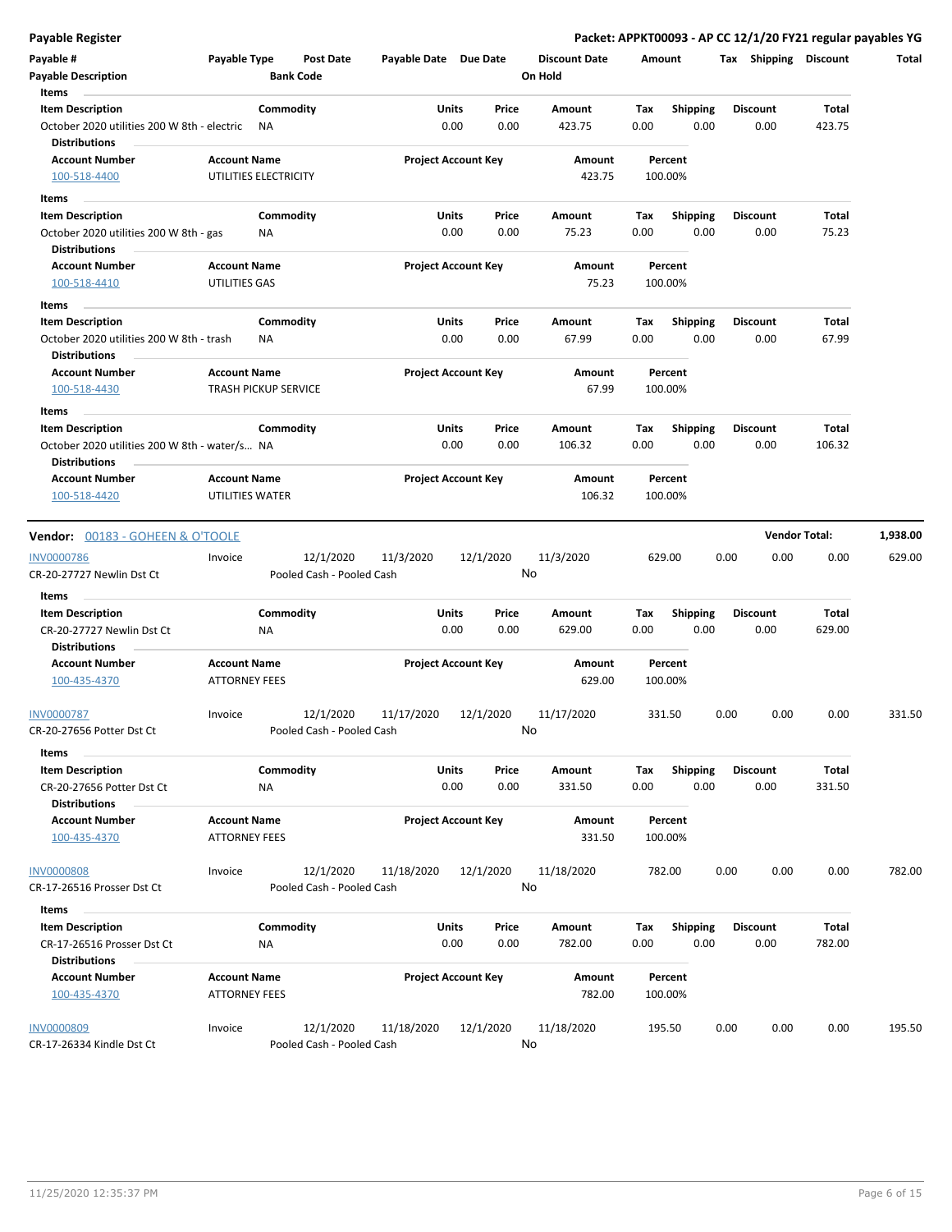**Payable Register** — **Packet: APPKT00093 - AP CC 12/1/20 FY21 regular payables YG**

| Payable # | Payable Type | Post Date | Payable Date | Due Date | Discount Date | Amount | Tax | Shipping | Discount | Total |
|---|---|---|---|---|---|---|---|---|---|---|
| Payable Description | | Bank Code | | | On Hold | | | | | |

**Items**

| Item Description | Commodity | Units | Price | Amount | Tax | Shipping | Discount | Total |
|---|---|---|---|---|---|---|---|---|
| October 2020 utilities 200 W 8th - electric | NA | 0.00 | 0.00 | 423.75 | 0.00 | 0.00 | 0.00 | 423.75 |

**Distributions**

| Account Number | Account Name | Project Account Key | Amount | Percent |
|---|---|---|---|---|
| 100-518-4400 | UTILITIES ELECTRICITY | | 423.75 | 100.00% |

**Items**

| Item Description | Commodity | Units | Price | Amount | Tax | Shipping | Discount | Total |
|---|---|---|---|---|---|---|---|---|
| October 2020 utilities 200 W 8th - gas | NA | 0.00 | 0.00 | 75.23 | 0.00 | 0.00 | 0.00 | 75.23 |

**Distributions**

| Account Number | Account Name | Project Account Key | Amount | Percent |
|---|---|---|---|---|
| 100-518-4410 | UTILITIES GAS | | 75.23 | 100.00% |

**Items**

| Item Description | Commodity | Units | Price | Amount | Tax | Shipping | Discount | Total |
|---|---|---|---|---|---|---|---|---|
| October 2020 utilities 200 W 8th - trash | NA | 0.00 | 0.00 | 67.99 | 0.00 | 0.00 | 0.00 | 67.99 |

**Distributions**

| Account Number | Account Name | Project Account Key | Amount | Percent |
|---|---|---|---|---|
| 100-518-4430 | TRASH PICKUP SERVICE | | 67.99 | 100.00% |

**Items**

| Item Description | Commodity | Units | Price | Amount | Tax | Shipping | Discount | Total |
|---|---|---|---|---|---|---|---|---|
| October 2020 utilities 200 W 8th - water/s... | NA | 0.00 | 0.00 | 106.32 | 0.00 | 0.00 | 0.00 | 106.32 |

**Distributions**

| Account Number | Account Name | Project Account Key | Amount | Percent |
|---|---|---|---|---|
| 100-518-4420 | UTILITIES WATER | | 106.32 | 100.00% |

---

**Vendor: 00183 - GOHEEN & O'TOOLE** — **Vendor Total: 1,938.00**

| Payable # | Payable Type | Post Date | Payable Date | Due Date | Discount Date | Amount | Tax | Shipping | Discount | Total |
|---|---|---|---|---|---|---|---|---|---|---|
| INV0000786 | Invoice | 12/1/2020 | 11/3/2020 | 12/1/2020 | 11/3/2020 | 629.00 | 0.00 | 0.00 | 0.00 | 629.00 |
| CR-20-27727 Newlin Dst Ct | | Pooled Cash - Pooled Cash | | | No | | | | | |

**Items**

| Item Description | Commodity | Units | Price | Amount | Tax | Shipping | Discount | Total |
|---|---|---|---|---|---|---|---|---|
| CR-20-27727 Newlin Dst Ct | NA | 0.00 | 0.00 | 629.00 | 0.00 | 0.00 | 0.00 | 629.00 |

**Distributions**

| Account Number | Account Name | Project Account Key | Amount | Percent |
|---|---|---|---|---|
| 100-435-4370 | ATTORNEY FEES | | 629.00 | 100.00% |

| Payable # | Payable Type | Post Date | Payable Date | Due Date | Discount Date | Amount | Tax | Shipping | Discount | Total |
|---|---|---|---|---|---|---|---|---|---|---|
| INV0000787 | Invoice | 12/1/2020 | 11/17/2020 | 12/1/2020 | 11/17/2020 | 331.50 | 0.00 | 0.00 | 0.00 | 331.50 |
| CR-20-27656 Potter Dst Ct | | Pooled Cash - Pooled Cash | | | No | | | | | |

**Items**

| Item Description | Commodity | Units | Price | Amount | Tax | Shipping | Discount | Total |
|---|---|---|---|---|---|---|---|---|
| CR-20-27656 Potter Dst Ct | NA | 0.00 | 0.00 | 331.50 | 0.00 | 0.00 | 0.00 | 331.50 |

**Distributions**

| Account Number | Account Name | Project Account Key | Amount | Percent |
|---|---|---|---|---|
| 100-435-4370 | ATTORNEY FEES | | 331.50 | 100.00% |

| Payable # | Payable Type | Post Date | Payable Date | Due Date | Discount Date | Amount | Tax | Shipping | Discount | Total |
|---|---|---|---|---|---|---|---|---|---|---|
| INV0000808 | Invoice | 12/1/2020 | 11/18/2020 | 12/1/2020 | 11/18/2020 | 782.00 | 0.00 | 0.00 | 0.00 | 782.00 |
| CR-17-26516 Prosser Dst Ct | | Pooled Cash - Pooled Cash | | | No | | | | | |

**Items**

| Item Description | Commodity | Units | Price | Amount | Tax | Shipping | Discount | Total |
|---|---|---|---|---|---|---|---|---|
| CR-17-26516 Prosser Dst Ct | NA | 0.00 | 0.00 | 782.00 | 0.00 | 0.00 | 0.00 | 782.00 |

**Distributions**

| Account Number | Account Name | Project Account Key | Amount | Percent |
|---|---|---|---|---|
| 100-435-4370 | ATTORNEY FEES | | 782.00 | 100.00% |

| Payable # | Payable Type | Post Date | Payable Date | Due Date | Discount Date | Amount | Tax | Shipping | Discount | Total |
|---|---|---|---|---|---|---|---|---|---|---|
| INV0000809 | Invoice | 12/1/2020 | 11/18/2020 | 12/1/2020 | 11/18/2020 | 195.50 | 0.00 | 0.00 | 0.00 | 195.50 |
| CR-17-26334 Kindle Dst Ct | | Pooled Cash - Pooled Cash | | | No | | | | | |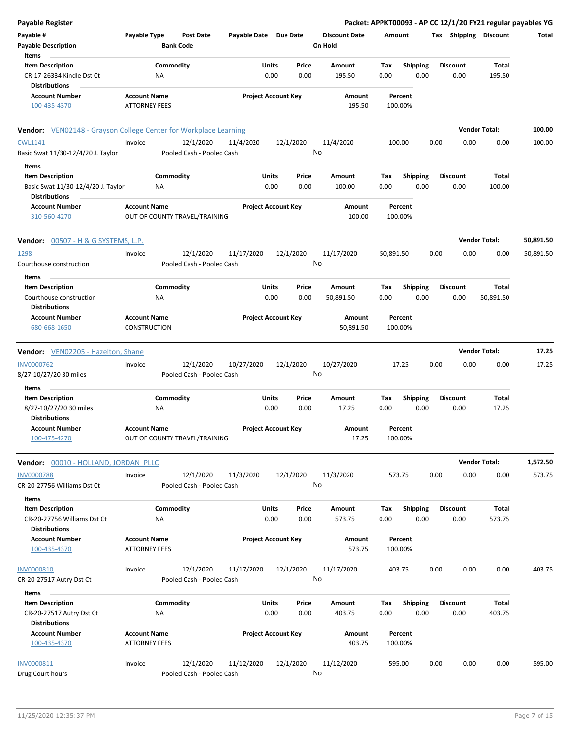**Payable Register** — **Packet: APPKT00093 - AP CC 12/1/20 FY21 regular payables YG**

| Payable # | Payable Type | Post Date | Payable Date | Due Date | Discount Date | Amount | Tax | Shipping | Discount | Total |
|---|---|---|---|---|---|---|---|---|---|---|
| Payable Description | | Bank Code | | | On Hold | | | | | |

**Items**

| Item Description | Commodity | Units | Price | Amount | Tax | Shipping | Discount | Total |
|---|---|---|---|---|---|---|---|---|
| CR-17-26334 Kindle Dst Ct | NA | 0.00 | 0.00 | 195.50 | 0.00 | 0.00 | 0.00 | 195.50 |

**Distributions**

| Account Number | Account Name | Project Account Key | Amount | Percent |
|---|---|---|---|---|
| 100-435-4370 | ATTORNEY FEES | | 195.50 | 100.00% |

---

**Vendor:** VEN02148 - Grayson College Center for Workplace Learning — **Vendor Total: 100.00**

| Payable # | Payable Type | Post Date | Payable Date | Due Date | Discount Date | Amount | Tax | Shipping | Discount | Total |
|---|---|---|---|---|---|---|---|---|---|---|
| CWL1141 | Invoice | 12/1/2020 | 11/4/2020 | 12/1/2020 | 11/4/2020 | 100.00 | 0.00 | 0.00 | 0.00 | 100.00 |
| Basic Swat 11/30-12/4/20 J. Taylor | | Pooled Cash - Pooled Cash | | | No | | | | | |

**Items**

| Item Description | Commodity | Units | Price | Amount | Tax | Shipping | Discount | Total |
|---|---|---|---|---|---|---|---|---|
| Basic Swat 11/30-12/4/20 J. Taylor | NA | 0.00 | 0.00 | 100.00 | 0.00 | 0.00 | 0.00 | 100.00 |

**Distributions**

| Account Number | Account Name | Project Account Key | Amount | Percent |
|---|---|---|---|---|
| 310-560-4270 | OUT OF COUNTY TRAVEL/TRAINING | | 100.00 | 100.00% |

---

**Vendor:** 00507 - H & G SYSTEMS, L.P. — **Vendor Total: 50,891.50**

| Payable # | Payable Type | Post Date | Payable Date | Due Date | Discount Date | Amount | Tax | Shipping | Discount | Total |
|---|---|---|---|---|---|---|---|---|---|---|
| 1298 | Invoice | 12/1/2020 | 11/17/2020 | 12/1/2020 | 11/17/2020 | 50,891.50 | 0.00 | 0.00 | 0.00 | 50,891.50 |
| Courthouse construction | | Pooled Cash - Pooled Cash | | | No | | | | | |

**Items**

| Item Description | Commodity | Units | Price | Amount | Tax | Shipping | Discount | Total |
|---|---|---|---|---|---|---|---|---|
| Courthouse construction | NA | 0.00 | 0.00 | 50,891.50 | 0.00 | 0.00 | 0.00 | 50,891.50 |

**Distributions**

| Account Number | Account Name | Project Account Key | Amount | Percent |
|---|---|---|---|---|
| 680-668-1650 | CONSTRUCTION | | 50,891.50 | 100.00% |

---

**Vendor:** VEN02205 - Hazelton, Shane — **Vendor Total: 17.25**

| Payable # | Payable Type | Post Date | Payable Date | Due Date | Discount Date | Amount | Tax | Shipping | Discount | Total |
|---|---|---|---|---|---|---|---|---|---|---|
| INV0000762 | Invoice | 12/1/2020 | 10/27/2020 | 12/1/2020 | 10/27/2020 | 17.25 | 0.00 | 0.00 | 0.00 | 17.25 |
| 8/27-10/27/20 30 miles | | Pooled Cash - Pooled Cash | | | No | | | | | |

**Items**

| Item Description | Commodity | Units | Price | Amount | Tax | Shipping | Discount | Total |
|---|---|---|---|---|---|---|---|---|
| 8/27-10/27/20 30 miles | NA | 0.00 | 0.00 | 17.25 | 0.00 | 0.00 | 0.00 | 17.25 |

**Distributions**

| Account Number | Account Name | Project Account Key | Amount | Percent |
|---|---|---|---|---|
| 100-475-4270 | OUT OF COUNTY TRAVEL/TRAINING | | 17.25 | 100.00% |

---

**Vendor:** 00010 - HOLLAND, JORDAN PLLC — **Vendor Total: 1,572.50**

| Payable # | Payable Type | Post Date | Payable Date | Due Date | Discount Date | Amount | Tax | Shipping | Discount | Total |
|---|---|---|---|---|---|---|---|---|---|---|
| INV0000788 | Invoice | 12/1/2020 | 11/3/2020 | 12/1/2020 | 11/3/2020 | 573.75 | 0.00 | 0.00 | 0.00 | 573.75 |
| CR-20-27756 Williams Dst Ct | | Pooled Cash - Pooled Cash | | | No | | | | | |

**Items**

| Item Description | Commodity | Units | Price | Amount | Tax | Shipping | Discount | Total |
|---|---|---|---|---|---|---|---|---|
| CR-20-27756 Williams Dst Ct | NA | 0.00 | 0.00 | 573.75 | 0.00 | 0.00 | 0.00 | 573.75 |

**Distributions**

| Account Number | Account Name | Project Account Key | Amount | Percent |
|---|---|---|---|---|
| 100-435-4370 | ATTORNEY FEES | | 573.75 | 100.00% |

| Payable # | Payable Type | Post Date | Payable Date | Due Date | Discount Date | Amount | Tax | Shipping | Discount | Total |
|---|---|---|---|---|---|---|---|---|---|---|
| INV0000810 | Invoice | 12/1/2020 | 11/17/2020 | 12/1/2020 | 11/17/2020 | 403.75 | 0.00 | 0.00 | 0.00 | 403.75 |
| CR-20-27517 Autry Dst Ct | | Pooled Cash - Pooled Cash | | | No | | | | | |

**Items**

| Item Description | Commodity | Units | Price | Amount | Tax | Shipping | Discount | Total |
|---|---|---|---|---|---|---|---|---|
| CR-20-27517 Autry Dst Ct | NA | 0.00 | 0.00 | 403.75 | 0.00 | 0.00 | 0.00 | 403.75 |

**Distributions**

| Account Number | Account Name | Project Account Key | Amount | Percent |
|---|---|---|---|---|
| 100-435-4370 | ATTORNEY FEES | | 403.75 | 100.00% |

| Payable # | Payable Type | Post Date | Payable Date | Due Date | Discount Date | Amount | Tax | Shipping | Discount | Total |
|---|---|---|---|---|---|---|---|---|---|---|
| INV0000811 | Invoice | 12/1/2020 | 11/12/2020 | 12/1/2020 | 11/12/2020 | 595.00 | 0.00 | 0.00 | 0.00 | 595.00 |
| Drug Court hours | | Pooled Cash - Pooled Cash | | | No | | | | | |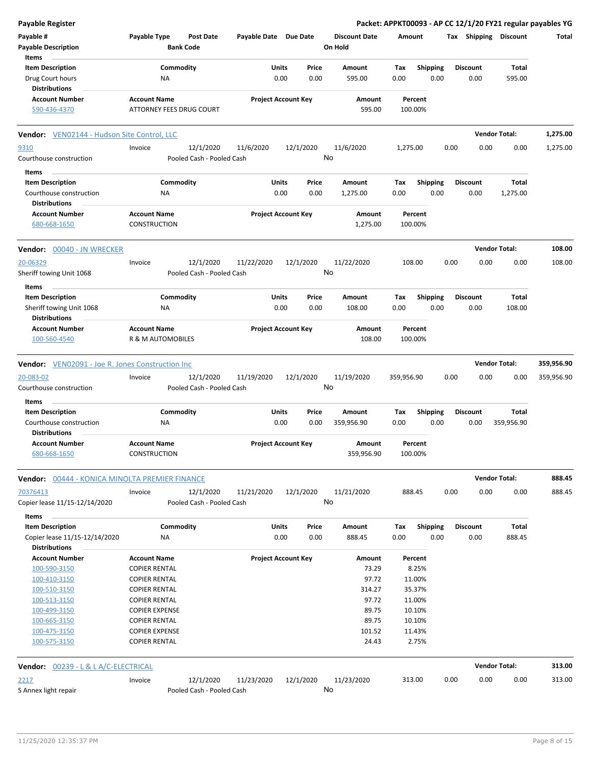**Payable Register** — **Packet: APPKT00093 - AP CC 12/1/20 FY21 regular payables YG**

| Payable # / Payable Description | Payable Type | Post Date / Bank Code | Payable Date | Due Date | Discount Date / On Hold | Amount | Tax | Shipping | Discount | Total |
|---|---|---|---|---|---|---|---|---|---|---|

**Items**

| Item Description | Commodity | Units | Price | Amount | Tax | Shipping | Discount | Total |
|---|---|---|---|---|---|---|---|---|
| Drug Court hours | NA | 0.00 | 0.00 | 595.00 | 0.00 | 0.00 | 0.00 | 595.00 |

**Distributions**

| Account Number | Account Name | Project Account Key | Amount | Percent |
|---|---|---|---|---|
| 590-436-4370 | ATTORNEY FEES DRUG COURT | | 595.00 | 100.00% |

---

**Vendor: VEN02144 - Hudson Site Control, LLC** — Vendor Total: **1,275.00**

| Payable # | Payable Type | Post Date | Payable Date | Due Date | Discount Date | Amount | Tax | Shipping | Discount | Total |
|---|---|---|---|---|---|---|---|---|---|---|
| 9310 | Invoice | 12/1/2020 | 11/6/2020 | 12/1/2020 | 11/6/2020 | 1,275.00 | 0.00 | 0.00 | 0.00 | 1,275.00 |
| Courthouse construction | | Pooled Cash - Pooled Cash | | | No | | | | | |

**Items**

| Item Description | Commodity | Units | Price | Amount | Tax | Shipping | Discount | Total |
|---|---|---|---|---|---|---|---|---|
| Courthouse construction | NA | 0.00 | 0.00 | 1,275.00 | 0.00 | 0.00 | 0.00 | 1,275.00 |

**Distributions**

| Account Number | Account Name | Project Account Key | Amount | Percent |
|---|---|---|---|---|
| 680-668-1650 | CONSTRUCTION | | 1,275.00 | 100.00% |

---

**Vendor: 00040 - JN WRECKER** — Vendor Total: **108.00**

| Payable # | Payable Type | Post Date | Payable Date | Due Date | Discount Date | Amount | Tax | Shipping | Discount | Total |
|---|---|---|---|---|---|---|---|---|---|---|
| 20-06329 | Invoice | 12/1/2020 | 11/22/2020 | 12/1/2020 | 11/22/2020 | 108.00 | 0.00 | 0.00 | 0.00 | 108.00 |
| Sheriff towing Unit 1068 | | Pooled Cash - Pooled Cash | | | No | | | | | |

**Items**

| Item Description | Commodity | Units | Price | Amount | Tax | Shipping | Discount | Total |
|---|---|---|---|---|---|---|---|---|
| Sheriff towing Unit 1068 | NA | 0.00 | 0.00 | 108.00 | 0.00 | 0.00 | 0.00 | 108.00 |

**Distributions**

| Account Number | Account Name | Project Account Key | Amount | Percent |
|---|---|---|---|---|
| 100-560-4540 | R & M AUTOMOBILES | | 108.00 | 100.00% |

---

**Vendor: VEN02091 - Joe R. Jones Construction Inc** — Vendor Total: **359,956.90**

| Payable # | Payable Type | Post Date | Payable Date | Due Date | Discount Date | Amount | Tax | Shipping | Discount | Total |
|---|---|---|---|---|---|---|---|---|---|---|
| 20-083-02 | Invoice | 12/1/2020 | 11/19/2020 | 12/1/2020 | 11/19/2020 | 359,956.90 | 0.00 | 0.00 | 0.00 | 359,956.90 |
| Courthouse construction | | Pooled Cash - Pooled Cash | | | No | | | | | |

**Items**

| Item Description | Commodity | Units | Price | Amount | Tax | Shipping | Discount | Total |
|---|---|---|---|---|---|---|---|---|
| Courthouse construction | NA | 0.00 | 0.00 | 359,956.90 | 0.00 | 0.00 | 0.00 | 359,956.90 |

**Distributions**

| Account Number | Account Name | Project Account Key | Amount | Percent |
|---|---|---|---|---|
| 680-668-1650 | CONSTRUCTION | | 359,956.90 | 100.00% |

---

**Vendor: 00444 - KONICA MINOLTA PREMIER FINANCE** — Vendor Total: **888.45**

| Payable # | Payable Type | Post Date | Payable Date | Due Date | Discount Date | Amount | Tax | Shipping | Discount | Total |
|---|---|---|---|---|---|---|---|---|---|---|
| 70376413 | Invoice | 12/1/2020 | 11/21/2020 | 12/1/2020 | 11/21/2020 | 888.45 | 0.00 | 0.00 | 0.00 | 888.45 |
| Copier lease 11/15-12/14/2020 | | Pooled Cash - Pooled Cash | | | No | | | | | |

**Items**

| Item Description | Commodity | Units | Price | Amount | Tax | Shipping | Discount | Total |
|---|---|---|---|---|---|---|---|---|
| Copier lease 11/15-12/14/2020 | NA | 0.00 | 0.00 | 888.45 | 0.00 | 0.00 | 0.00 | 888.45 |

**Distributions**

| Account Number | Account Name | Project Account Key | Amount | Percent |
|---|---|---|---|---|
| 100-590-3150 | COPIER RENTAL | | 73.29 | 8.25% |
| 100-410-3150 | COPIER RENTAL | | 97.72 | 11.00% |
| 100-510-3150 | COPIER RENTAL | | 314.27 | 35.37% |
| 100-513-3150 | COPIER RENTAL | | 97.72 | 11.00% |
| 100-499-3150 | COPIER EXPENSE | | 89.75 | 10.10% |
| 100-665-3150 | COPIER RENTAL | | 89.75 | 10.10% |
| 100-475-3150 | COPIER EXPENSE | | 101.52 | 11.43% |
| 100-575-3150 | COPIER RENTAL | | 24.43 | 2.75% |

---

**Vendor: 00239 - L & L A/C-ELECTRICAL** — Vendor Total: **313.00**

| Payable # | Payable Type | Post Date | Payable Date | Due Date | Discount Date | Amount | Tax | Shipping | Discount | Total |
|---|---|---|---|---|---|---|---|---|---|---|
| 2217 | Invoice | 12/1/2020 | 11/23/2020 | 12/1/2020 | 11/23/2020 | 313.00 | 0.00 | 0.00 | 0.00 | 313.00 |
| S Annex light repair | | Pooled Cash - Pooled Cash | | | No | | | | | |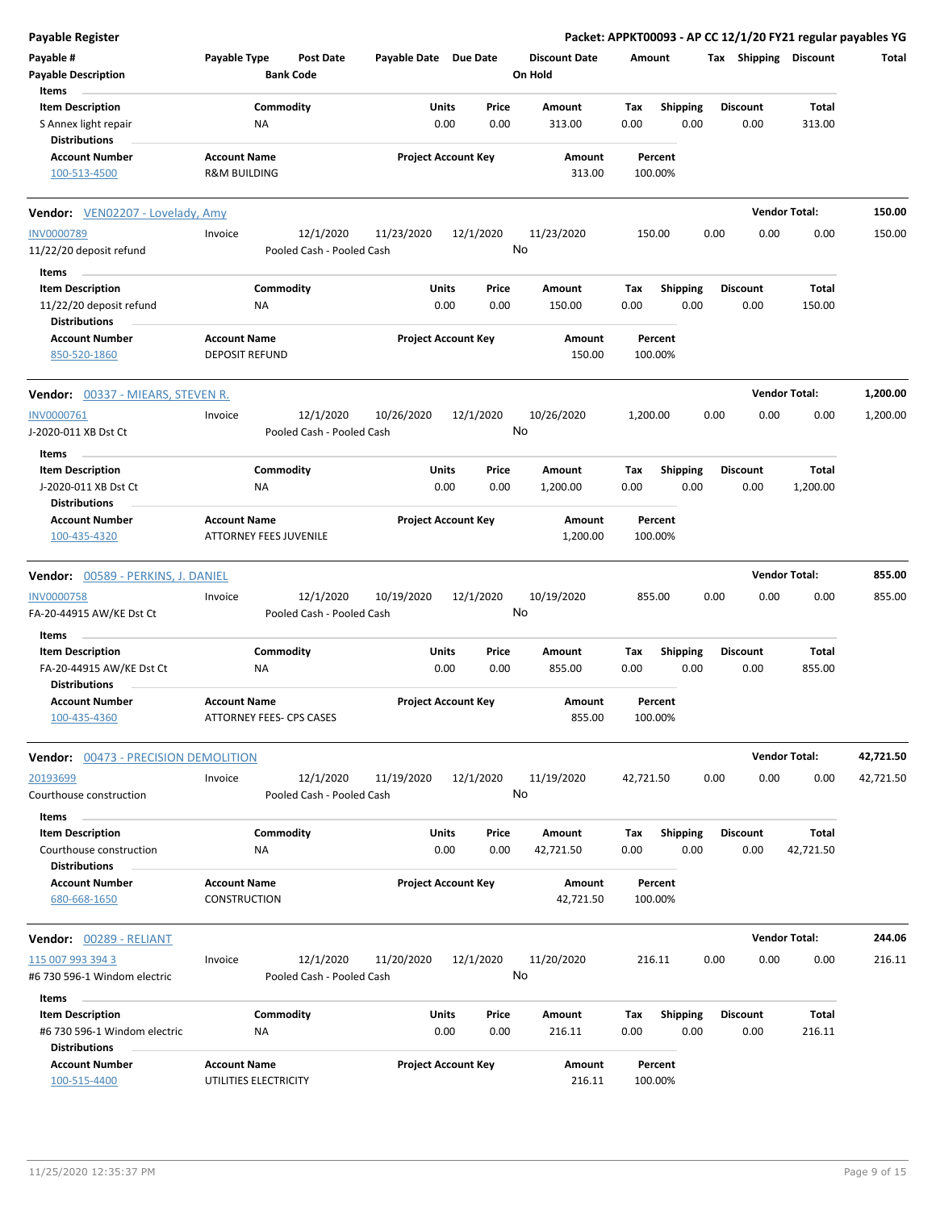**Payable Register** — **Packet: APPKT00093 - AP CC 12/1/20 FY21 regular payables YG**

| Payable # | Payable Type | Post Date | Payable Date | Due Date | Discount Date | Amount | Tax | Shipping | Discount | Total |
|---|---|---|---|---|---|---|---|---|---|---|
| Payable Description | | Bank Code | | | On Hold | | | | | |

**Items**

| Item Description | Commodity | Units | Price | Amount | Tax | Shipping | Discount | Total |
|---|---|---|---|---|---|---|---|---|
| S Annex light repair | NA | 0.00 | 0.00 | 313.00 | 0.00 | 0.00 | 0.00 | 313.00 |

**Distributions**

| Account Number | Account Name | Project Account Key | Amount | Percent |
|---|---|---|---|---|
| 100-513-4500 | R&M BUILDING | | 313.00 | 100.00% |

---

**Vendor:** VEN02207 - Lovelady, Amy — **Vendor Total:** 150.00

| Payable # | Payable Type | Post Date | Payable Date | Due Date | Discount Date | Amount | Tax | Shipping | Discount | Total |
|---|---|---|---|---|---|---|---|---|---|---|
| INV0000789 | Invoice | 12/1/2020 | 11/23/2020 | 12/1/2020 | 11/23/2020 | 150.00 | 0.00 | 0.00 | 0.00 | 150.00 |
| 11/22/20 deposit refund | | Pooled Cash - Pooled Cash | | | No | | | | | |

**Items**

| Item Description | Commodity | Units | Price | Amount | Tax | Shipping | Discount | Total |
|---|---|---|---|---|---|---|---|---|
| 11/22/20 deposit refund | NA | 0.00 | 0.00 | 150.00 | 0.00 | 0.00 | 0.00 | 150.00 |

**Distributions**

| Account Number | Account Name | Project Account Key | Amount | Percent |
|---|---|---|---|---|
| 850-520-1860 | DEPOSIT REFUND | | 150.00 | 100.00% |

---

**Vendor:** 00337 - MIEARS, STEVEN R. — **Vendor Total:** 1,200.00

| Payable # | Payable Type | Post Date | Payable Date | Due Date | Discount Date | Amount | Tax | Shipping | Discount | Total |
|---|---|---|---|---|---|---|---|---|---|---|
| INV0000761 | Invoice | 12/1/2020 | 10/26/2020 | 12/1/2020 | 10/26/2020 | 1,200.00 | 0.00 | 0.00 | 0.00 | 1,200.00 |
| J-2020-011 XB Dst Ct | | Pooled Cash - Pooled Cash | | | No | | | | | |

**Items**

| Item Description | Commodity | Units | Price | Amount | Tax | Shipping | Discount | Total |
|---|---|---|---|---|---|---|---|---|
| J-2020-011 XB Dst Ct | NA | 0.00 | 0.00 | 1,200.00 | 0.00 | 0.00 | 0.00 | 1,200.00 |

**Distributions**

| Account Number | Account Name | Project Account Key | Amount | Percent |
|---|---|---|---|---|
| 100-435-4320 | ATTORNEY FEES JUVENILE | | 1,200.00 | 100.00% |

---

**Vendor:** 00589 - PERKINS, J. DANIEL — **Vendor Total:** 855.00

| Payable # | Payable Type | Post Date | Payable Date | Due Date | Discount Date | Amount | Tax | Shipping | Discount | Total |
|---|---|---|---|---|---|---|---|---|---|---|
| INV0000758 | Invoice | 12/1/2020 | 10/19/2020 | 12/1/2020 | 10/19/2020 | 855.00 | 0.00 | 0.00 | 0.00 | 855.00 |
| FA-20-44915 AW/KE Dst Ct | | Pooled Cash - Pooled Cash | | | No | | | | | |

**Items**

| Item Description | Commodity | Units | Price | Amount | Tax | Shipping | Discount | Total |
|---|---|---|---|---|---|---|---|---|
| FA-20-44915 AW/KE Dst Ct | NA | 0.00 | 0.00 | 855.00 | 0.00 | 0.00 | 0.00 | 855.00 |

**Distributions**

| Account Number | Account Name | Project Account Key | Amount | Percent |
|---|---|---|---|---|
| 100-435-4360 | ATTORNEY FEES- CPS CASES | | 855.00 | 100.00% |

---

**Vendor:** 00473 - PRECISION DEMOLITION — **Vendor Total:** 42,721.50

| Payable # | Payable Type | Post Date | Payable Date | Due Date | Discount Date | Amount | Tax | Shipping | Discount | Total |
|---|---|---|---|---|---|---|---|---|---|---|
| 20193699 | Invoice | 12/1/2020 | 11/19/2020 | 12/1/2020 | 11/19/2020 | 42,721.50 | 0.00 | 0.00 | 0.00 | 42,721.50 |
| Courthouse construction | | Pooled Cash - Pooled Cash | | | No | | | | | |

**Items**

| Item Description | Commodity | Units | Price | Amount | Tax | Shipping | Discount | Total |
|---|---|---|---|---|---|---|---|---|
| Courthouse construction | NA | 0.00 | 0.00 | 42,721.50 | 0.00 | 0.00 | 0.00 | 42,721.50 |

**Distributions**

| Account Number | Account Name | Project Account Key | Amount | Percent |
|---|---|---|---|---|
| 680-668-1650 | CONSTRUCTION | | 42,721.50 | 100.00% |

---

**Vendor:** 00289 - RELIANT — **Vendor Total:** 244.06

| Payable # | Payable Type | Post Date | Payable Date | Due Date | Discount Date | Amount | Tax | Shipping | Discount | Total |
|---|---|---|---|---|---|---|---|---|---|---|
| 115 007 993 394 3 | Invoice | 12/1/2020 | 11/20/2020 | 12/1/2020 | 11/20/2020 | 216.11 | 0.00 | 0.00 | 0.00 | 216.11 |
| #6 730 596-1 Windom electric | | Pooled Cash - Pooled Cash | | | No | | | | | |

**Items**

| Item Description | Commodity | Units | Price | Amount | Tax | Shipping | Discount | Total |
|---|---|---|---|---|---|---|---|---|
| #6 730 596-1 Windom electric | NA | 0.00 | 0.00 | 216.11 | 0.00 | 0.00 | 0.00 | 216.11 |

**Distributions**

| Account Number | Account Name | Project Account Key | Amount | Percent |
|---|---|---|---|---|
| 100-515-4400 | UTILITIES ELECTRICITY | | 216.11 | 100.00% |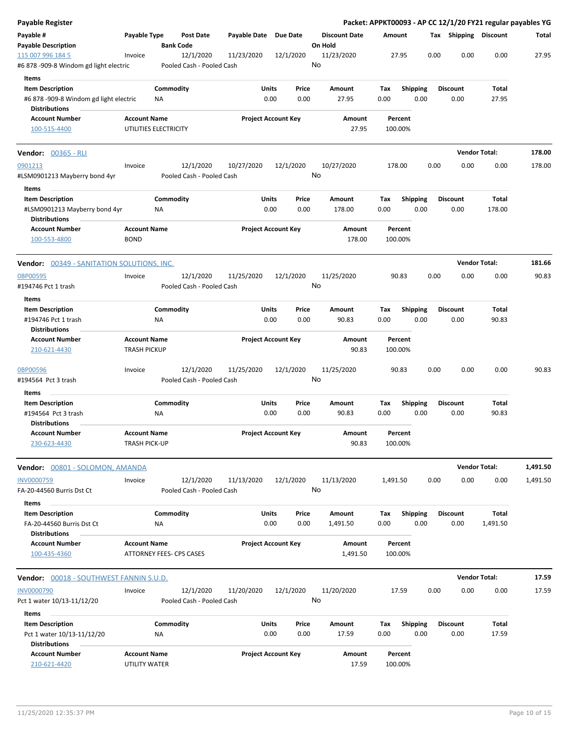## Payable Register

**Packet: APPKT00093 - AP CC 12/1/20 FY21 regular payables YG**

| Payable # / Payable Description | Payable Type | Post Date / Bank Code | Payable Date | Due Date | Discount Date / On Hold | Amount | Tax | Shipping | Discount | Total |
|---|---|---|---|---|---|---|---|---|---|---|
| 115 007 996 184 5 | Invoice | 12/1/2020 | 11/23/2020 | 12/1/2020 | 11/23/2020 | 27.95 | 0.00 | 0.00 | 0.00 | 27.95 |
| #6 878 -909-8 Windom gd light electric | | Pooled Cash - Pooled Cash | | | No | | | | | |

**Items**

| Item Description | Commodity | Units | Price | Amount | Tax | Shipping | Discount | Total |
|---|---|---|---|---|---|---|---|---|
| #6 878 -909-8 Windom gd light electric | NA | 0.00 | 0.00 | 27.95 | 0.00 | 0.00 | 0.00 | 27.95 |

**Distributions**

| Account Number | Account Name | Project Account Key | Amount | Percent |
|---|---|---|---|---|
| 100-515-4400 | UTILITIES ELECTRICITY | | 27.95 | 100.00% |

### Vendor: 00365 - RLI — Vendor Total: 178.00

| Payable # / Payable Description | Payable Type | Post Date / Bank Code | Payable Date | Due Date | Discount Date / On Hold | Amount | Tax | Shipping | Discount | Total |
|---|---|---|---|---|---|---|---|---|---|---|
| 0901213 | Invoice | 12/1/2020 | 10/27/2020 | 12/1/2020 | 10/27/2020 | 178.00 | 0.00 | 0.00 | 0.00 | 178.00 |
| #LSM0901213 Mayberry bond 4yr | | Pooled Cash - Pooled Cash | | | No | | | | | |

**Items**

| Item Description | Commodity | Units | Price | Amount | Tax | Shipping | Discount | Total |
|---|---|---|---|---|---|---|---|---|
| #LSM0901213 Mayberry bond 4yr | NA | 0.00 | 0.00 | 178.00 | 0.00 | 0.00 | 0.00 | 178.00 |

**Distributions**

| Account Number | Account Name | Project Account Key | Amount | Percent |
|---|---|---|---|---|
| 100-553-4800 | BOND | | 178.00 | 100.00% |

### Vendor: 00349 - SANITATION SOLUTIONS, INC. — Vendor Total: 181.66

| Payable # / Payable Description | Payable Type | Post Date / Bank Code | Payable Date | Due Date | Discount Date / On Hold | Amount | Tax | Shipping | Discount | Total |
|---|---|---|---|---|---|---|---|---|---|---|
| 0BP00595 | Invoice | 12/1/2020 | 11/25/2020 | 12/1/2020 | 11/25/2020 | 90.83 | 0.00 | 0.00 | 0.00 | 90.83 |
| #194746 Pct 1 trash | | Pooled Cash - Pooled Cash | | | No | | | | | |

**Items**

| Item Description | Commodity | Units | Price | Amount | Tax | Shipping | Discount | Total |
|---|---|---|---|---|---|---|---|---|
| #194746 Pct 1 trash | NA | 0.00 | 0.00 | 90.83 | 0.00 | 0.00 | 0.00 | 90.83 |

**Distributions**

| Account Number | Account Name | Project Account Key | Amount | Percent |
|---|---|---|---|---|
| 210-621-4430 | TRASH PICKUP | | 90.83 | 100.00% |

| Payable # / Payable Description | Payable Type | Post Date / Bank Code | Payable Date | Due Date | Discount Date / On Hold | Amount | Tax | Shipping | Discount | Total |
|---|---|---|---|---|---|---|---|---|---|---|
| 0BP00596 | Invoice | 12/1/2020 | 11/25/2020 | 12/1/2020 | 11/25/2020 | 90.83 | 0.00 | 0.00 | 0.00 | 90.83 |
| #194564 Pct 3 trash | | Pooled Cash - Pooled Cash | | | No | | | | | |

**Items**

| Item Description | Commodity | Units | Price | Amount | Tax | Shipping | Discount | Total |
|---|---|---|---|---|---|---|---|---|
| #194564 Pct 3 trash | NA | 0.00 | 0.00 | 90.83 | 0.00 | 0.00 | 0.00 | 90.83 |

**Distributions**

| Account Number | Account Name | Project Account Key | Amount | Percent |
|---|---|---|---|---|
| 230-623-4430 | TRASH PICK-UP | | 90.83 | 100.00% |

### Vendor: 00801 - SOLOMON, AMANDA — Vendor Total: 1,491.50

| Payable # / Payable Description | Payable Type | Post Date / Bank Code | Payable Date | Due Date | Discount Date / On Hold | Amount | Tax | Shipping | Discount | Total |
|---|---|---|---|---|---|---|---|---|---|---|
| INV0000759 | Invoice | 12/1/2020 | 11/13/2020 | 12/1/2020 | 11/13/2020 | 1,491.50 | 0.00 | 0.00 | 0.00 | 1,491.50 |
| FA-20-44560 Burris Dst Ct | | Pooled Cash - Pooled Cash | | | No | | | | | |

**Items**

| Item Description | Commodity | Units | Price | Amount | Tax | Shipping | Discount | Total |
|---|---|---|---|---|---|---|---|---|
| FA-20-44560 Burris Dst Ct | NA | 0.00 | 0.00 | 1,491.50 | 0.00 | 0.00 | 0.00 | 1,491.50 |

**Distributions**

| Account Number | Account Name | Project Account Key | Amount | Percent |
|---|---|---|---|---|
| 100-435-4360 | ATTORNEY FEES- CPS CASES | | 1,491.50 | 100.00% |

### Vendor: 00018 - SOUTHWEST FANNIN S.U.D. — Vendor Total: 17.59

| Payable # / Payable Description | Payable Type | Post Date / Bank Code | Payable Date | Due Date | Discount Date / On Hold | Amount | Tax | Shipping | Discount | Total |
|---|---|---|---|---|---|---|---|---|---|---|
| INV0000790 | Invoice | 12/1/2020 | 11/20/2020 | 12/1/2020 | 11/20/2020 | 17.59 | 0.00 | 0.00 | 0.00 | 17.59 |
| Pct 1 water 10/13-11/12/20 | | Pooled Cash - Pooled Cash | | | No | | | | | |

**Items**

| Item Description | Commodity | Units | Price | Amount | Tax | Shipping | Discount | Total |
|---|---|---|---|---|---|---|---|---|
| Pct 1 water 10/13-11/12/20 | NA | 0.00 | 0.00 | 17.59 | 0.00 | 0.00 | 0.00 | 17.59 |

**Distributions**

| Account Number | Account Name | Project Account Key | Amount | Percent |
|---|---|---|---|---|
| 210-621-4420 | UTILITY WATER | | 17.59 | 100.00% |

11/25/2020 12:35:37 PM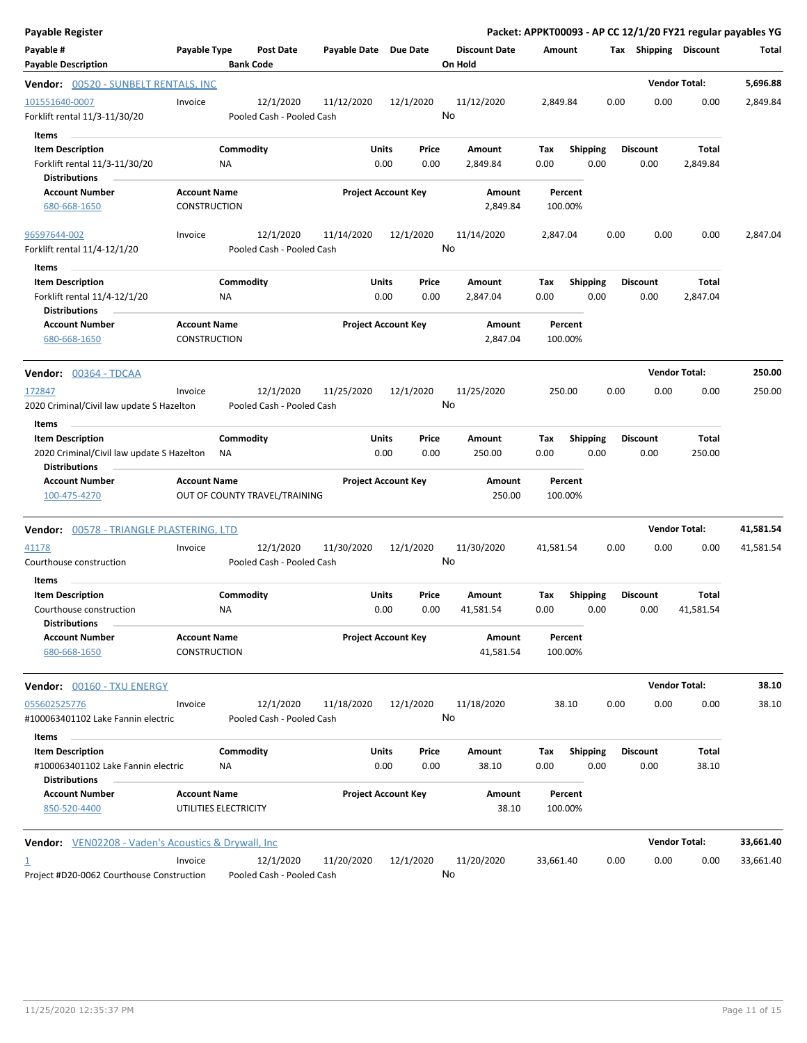**Payable Register** — **Packet: APPKT00093 - AP CC 12/1/20 FY21 regular payables YG**

| Payable # / Payable Description | Payable Type | Post Date / Bank Code | Payable Date | Due Date | Discount Date / On Hold | Amount | Tax | Shipping | Discount | Total |
|---|---|---|---|---|---|---|---|---|---|---|

**Vendor: 00520 - SUNBELT RENTALS, INC** — Vendor Total: 5,696.88

| Payable # | Payable Type | Post Date | Payable Date | Due Date | Discount Date | Amount | Tax | Shipping | Discount | Total |
|---|---|---|---|---|---|---|---|---|---|---|
| 101551640-0007 | Invoice | 12/1/2020 | 11/12/2020 | 12/1/2020 | 11/12/2020 | 2,849.84 | 0.00 | 0.00 | 0.00 | 2,849.84 |
| Forklift rental 11/3-11/30/20 | | Pooled Cash - Pooled Cash | | | No | | | | | |

Items

| Item Description | Commodity | Units | Price | Amount | Tax | Shipping | Discount | Total |
|---|---|---|---|---|---|---|---|---|
| Forklift rental 11/3-11/30/20 | NA | 0.00 | 0.00 | 2,849.84 | 0.00 | 0.00 | 0.00 | 2,849.84 |

Distributions

| Account Number | Account Name | Project Account Key | Amount | Percent |
|---|---|---|---|---|
| 680-668-1650 | CONSTRUCTION | | 2,849.84 | 100.00% |

| Payable # | Payable Type | Post Date | Payable Date | Due Date | Discount Date | Amount | Tax | Shipping | Discount | Total |
|---|---|---|---|---|---|---|---|---|---|---|
| 96597644-002 | Invoice | 12/1/2020 | 11/14/2020 | 12/1/2020 | 11/14/2020 | 2,847.04 | 0.00 | 0.00 | 0.00 | 2,847.04 |
| Forklift rental 11/4-12/1/20 | | Pooled Cash - Pooled Cash | | | No | | | | | |

Items

| Item Description | Commodity | Units | Price | Amount | Tax | Shipping | Discount | Total |
|---|---|---|---|---|---|---|---|---|
| Forklift rental 11/4-12/1/20 | NA | 0.00 | 0.00 | 2,847.04 | 0.00 | 0.00 | 0.00 | 2,847.04 |

Distributions

| Account Number | Account Name | Project Account Key | Amount | Percent |
|---|---|---|---|---|
| 680-668-1650 | CONSTRUCTION | | 2,847.04 | 100.00% |

**Vendor: 00364 - TDCAA** — Vendor Total: 250.00

| Payable # | Payable Type | Post Date | Payable Date | Due Date | Discount Date | Amount | Tax | Shipping | Discount | Total |
|---|---|---|---|---|---|---|---|---|---|---|
| 172847 | Invoice | 12/1/2020 | 11/25/2020 | 12/1/2020 | 11/25/2020 | 250.00 | 0.00 | 0.00 | 0.00 | 250.00 |
| 2020 Criminal/Civil law update S Hazelton | | Pooled Cash - Pooled Cash | | | No | | | | | |

Items

| Item Description | Commodity | Units | Price | Amount | Tax | Shipping | Discount | Total |
|---|---|---|---|---|---|---|---|---|
| 2020 Criminal/Civil law update S Hazelton | NA | 0.00 | 0.00 | 250.00 | 0.00 | 0.00 | 0.00 | 250.00 |

Distributions

| Account Number | Account Name | Project Account Key | Amount | Percent |
|---|---|---|---|---|
| 100-475-4270 | OUT OF COUNTY TRAVEL/TRAINING | | 250.00 | 100.00% |

**Vendor: 00578 - TRIANGLE PLASTERING, LTD** — Vendor Total: 41,581.54

| Payable # | Payable Type | Post Date | Payable Date | Due Date | Discount Date | Amount | Tax | Shipping | Discount | Total |
|---|---|---|---|---|---|---|---|---|---|---|
| 41178 | Invoice | 12/1/2020 | 11/30/2020 | 12/1/2020 | 11/30/2020 | 41,581.54 | 0.00 | 0.00 | 0.00 | 41,581.54 |
| Courthouse construction | | Pooled Cash - Pooled Cash | | | No | | | | | |

Items

| Item Description | Commodity | Units | Price | Amount | Tax | Shipping | Discount | Total |
|---|---|---|---|---|---|---|---|---|
| Courthouse construction | NA | 0.00 | 0.00 | 41,581.54 | 0.00 | 0.00 | 0.00 | 41,581.54 |

Distributions

| Account Number | Account Name | Project Account Key | Amount | Percent |
|---|---|---|---|---|
| 680-668-1650 | CONSTRUCTION | | 41,581.54 | 100.00% |

**Vendor: 00160 - TXU ENERGY** — Vendor Total: 38.10

| Payable # | Payable Type | Post Date | Payable Date | Due Date | Discount Date | Amount | Tax | Shipping | Discount | Total |
|---|---|---|---|---|---|---|---|---|---|---|
| 055602525776 | Invoice | 12/1/2020 | 11/18/2020 | 12/1/2020 | 11/18/2020 | 38.10 | 0.00 | 0.00 | 0.00 | 38.10 |
| #100063401102 Lake Fannin electric | | Pooled Cash - Pooled Cash | | | No | | | | | |

Items

| Item Description | Commodity | Units | Price | Amount | Tax | Shipping | Discount | Total |
|---|---|---|---|---|---|---|---|---|
| #100063401102 Lake Fannin electric | NA | 0.00 | 0.00 | 38.10 | 0.00 | 0.00 | 0.00 | 38.10 |

Distributions

| Account Number | Account Name | Project Account Key | Amount | Percent |
|---|---|---|---|---|
| 850-520-4400 | UTILITIES ELECTRICITY | | 38.10 | 100.00% |

**Vendor: VEN02208 - Vaden's Acoustics & Drywall, Inc** — Vendor Total: 33,661.40

| Payable # | Payable Type | Post Date | Payable Date | Due Date | Discount Date | Amount | Tax | Shipping | Discount | Total |
|---|---|---|---|---|---|---|---|---|---|---|
| 1 | Invoice | 12/1/2020 | 11/20/2020 | 12/1/2020 | 11/20/2020 | 33,661.40 | 0.00 | 0.00 | 0.00 | 33,661.40 |
| Project #D20-0062 Courthouse Construction | | Pooled Cash - Pooled Cash | | | No | | | | | |

11/25/2020 12:35:37 PM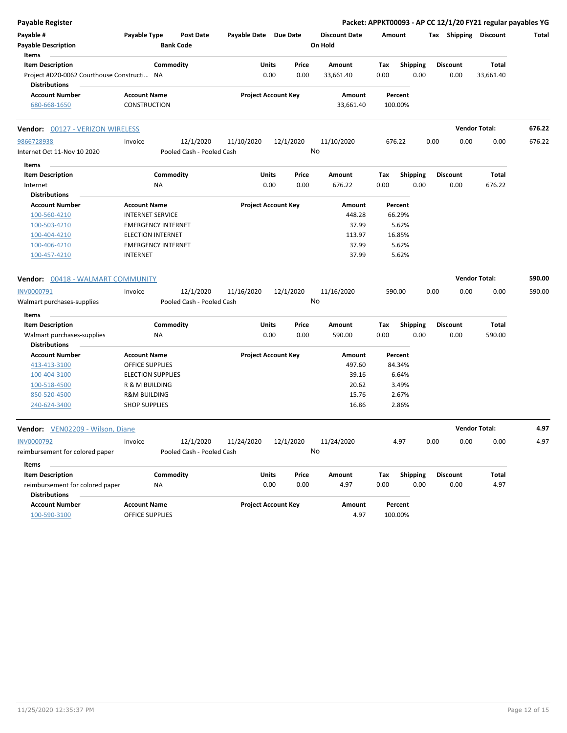**Payable Register**

**Packet: APPKT00093 - AP CC 12/1/20 FY21 regular payables YG**

| Payable # | Payable Type | Post Date | Payable Date | Due Date | Discount Date | Amount | Tax | Shipping | Discount | Total |
|---|---|---|---|---|---|---|---|---|---|---|
| **Payable Description** | | **Bank Code** | | | **On Hold** | | | | | |

**Items**

| Item Description | Commodity | Units | Price | Amount | Tax | Shipping | Discount | Total |
|---|---|---|---|---|---|---|---|---|
| Project #D20-0062 Courthouse Constructi... | NA | 0.00 | 0.00 | 33,661.40 | 0.00 | 0.00 | 0.00 | 33,661.40 |

**Distributions**

| Account Number | Account Name | Project Account Key | Amount | Percent |
|---|---|---|---|---|
| 680-668-1650 | CONSTRUCTION | | 33,661.40 | 100.00% |

---

**Vendor: 00127 - VERIZON WIRELESS** — **Vendor Total: 676.22**

| Payable # | Payable Type | Post Date | Payable Date | Due Date | Discount Date | Amount | Tax | Shipping | Discount | Total |
|---|---|---|---|---|---|---|---|---|---|---|
| 9866728938 | Invoice | 12/1/2020 | 11/10/2020 | 12/1/2020 | 11/10/2020 | 676.22 | 0.00 | 0.00 | 0.00 | 676.22 |
| Internet Oct 11-Nov 10 2020 | | Pooled Cash - Pooled Cash | | | No | | | | | |

**Items**

| Item Description | Commodity | Units | Price | Amount | Tax | Shipping | Discount | Total |
|---|---|---|---|---|---|---|---|---|
| Internet | NA | 0.00 | 0.00 | 676.22 | 0.00 | 0.00 | 0.00 | 676.22 |

**Distributions**

| Account Number | Account Name | Project Account Key | Amount | Percent |
|---|---|---|---|---|
| 100-560-4210 | INTERNET SERVICE | | 448.28 | 66.29% |
| 100-503-4210 | EMERGENCY INTERNET | | 37.99 | 5.62% |
| 100-404-4210 | ELECTION INTERNET | | 113.97 | 16.85% |
| 100-406-4210 | EMERGENCY INTERNET | | 37.99 | 5.62% |
| 100-457-4210 | INTERNET | | 37.99 | 5.62% |

---

**Vendor: 00418 - WALMART COMMUNITY** — **Vendor Total: 590.00**

| Payable # | Payable Type | Post Date | Payable Date | Due Date | Discount Date | Amount | Tax | Shipping | Discount | Total |
|---|---|---|---|---|---|---|---|---|---|---|
| INV0000791 | Invoice | 12/1/2020 | 11/16/2020 | 12/1/2020 | 11/16/2020 | 590.00 | 0.00 | 0.00 | 0.00 | 590.00 |
| Walmart purchases-supplies | | Pooled Cash - Pooled Cash | | | No | | | | | |

**Items**

| Item Description | Commodity | Units | Price | Amount | Tax | Shipping | Discount | Total |
|---|---|---|---|---|---|---|---|---|
| Walmart purchases-supplies | NA | 0.00 | 0.00 | 590.00 | 0.00 | 0.00 | 0.00 | 590.00 |

**Distributions**

| Account Number | Account Name | Project Account Key | Amount | Percent |
|---|---|---|---|---|
| 413-413-3100 | OFFICE SUPPLIES | | 497.60 | 84.34% |
| 100-404-3100 | ELECTION SUPPLIES | | 39.16 | 6.64% |
| 100-518-4500 | R & M BUILDING | | 20.62 | 3.49% |
| 850-520-4500 | R&M BUILDING | | 15.76 | 2.67% |
| 240-624-3400 | SHOP SUPPLIES | | 16.86 | 2.86% |

---

**Vendor: VEN02209 - Wilson, Diane** — **Vendor Total: 4.97**

| Payable # | Payable Type | Post Date | Payable Date | Due Date | Discount Date | Amount | Tax | Shipping | Discount | Total |
|---|---|---|---|---|---|---|---|---|---|---|
| INV0000792 | Invoice | 12/1/2020 | 11/24/2020 | 12/1/2020 | 11/24/2020 | 4.97 | 0.00 | 0.00 | 0.00 | 4.97 |
| reimbursement for colored paper | | Pooled Cash - Pooled Cash | | | No | | | | | |

**Items**

| Item Description | Commodity | Units | Price | Amount | Tax | Shipping | Discount | Total |
|---|---|---|---|---|---|---|---|---|
| reimbursement for colored paper | NA | 0.00 | 0.00 | 4.97 | 0.00 | 0.00 | 0.00 | 4.97 |

**Distributions**

| Account Number | Account Name | Project Account Key | Amount | Percent |
|---|---|---|---|---|
| 100-590-3100 | OFFICE SUPPLIES | | 4.97 | 100.00% |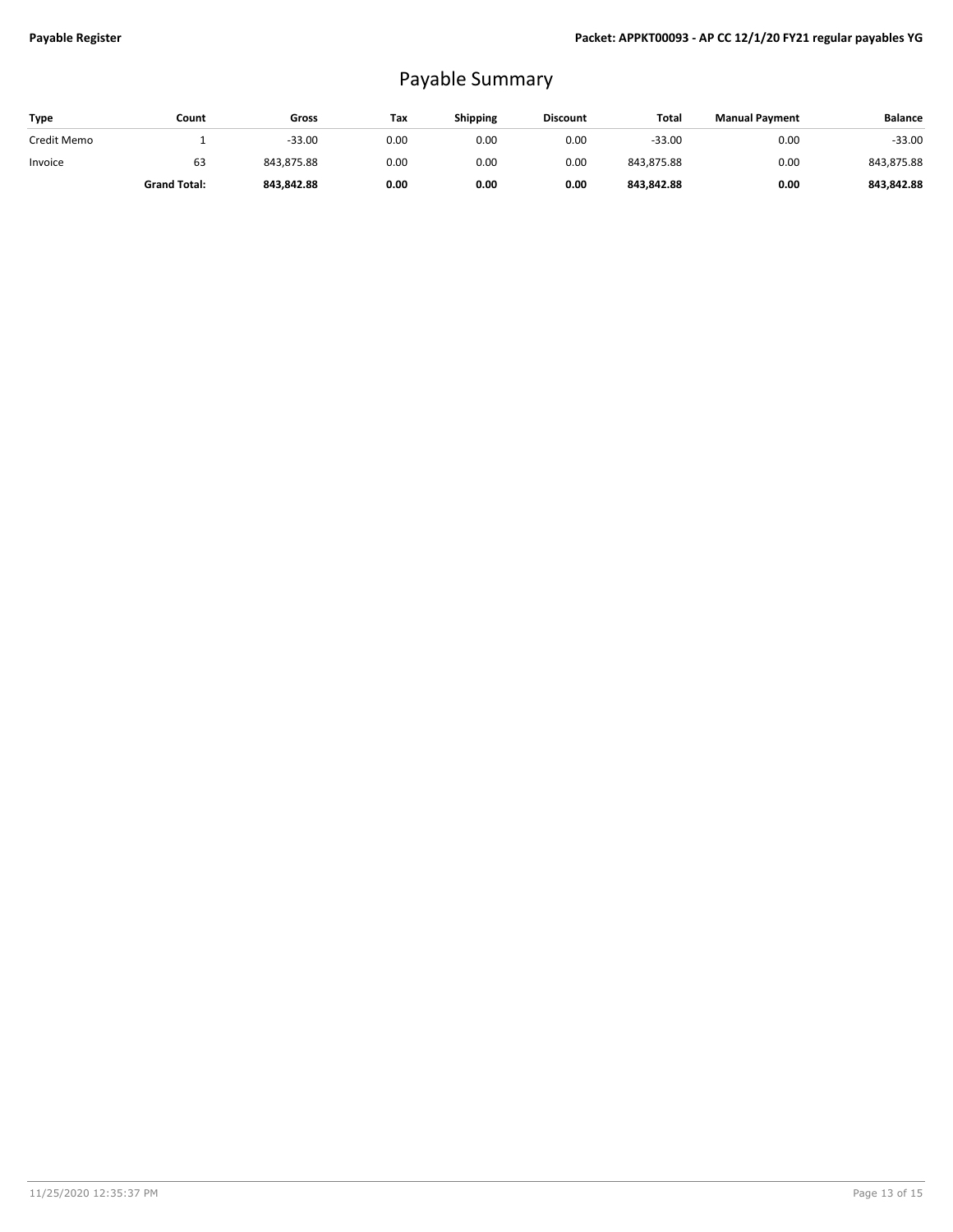# Payable Summary

| Type | Count | Gross | Tax | Shipping | Discount | Total | Manual Payment | Balance |
|---|---|---|---|---|---|---|---|---|
| Credit Memo | 1 | -33.00 | 0.00 | 0.00 | 0.00 | -33.00 | 0.00 | -33.00 |
| Invoice | 63 | 843,875.88 | 0.00 | 0.00 | 0.00 | 843,875.88 | 0.00 | 843,875.88 |
| | **Grand Total:** | **843,842.88** | **0.00** | **0.00** | **0.00** | **843,842.88** | **0.00** | **843,842.88** |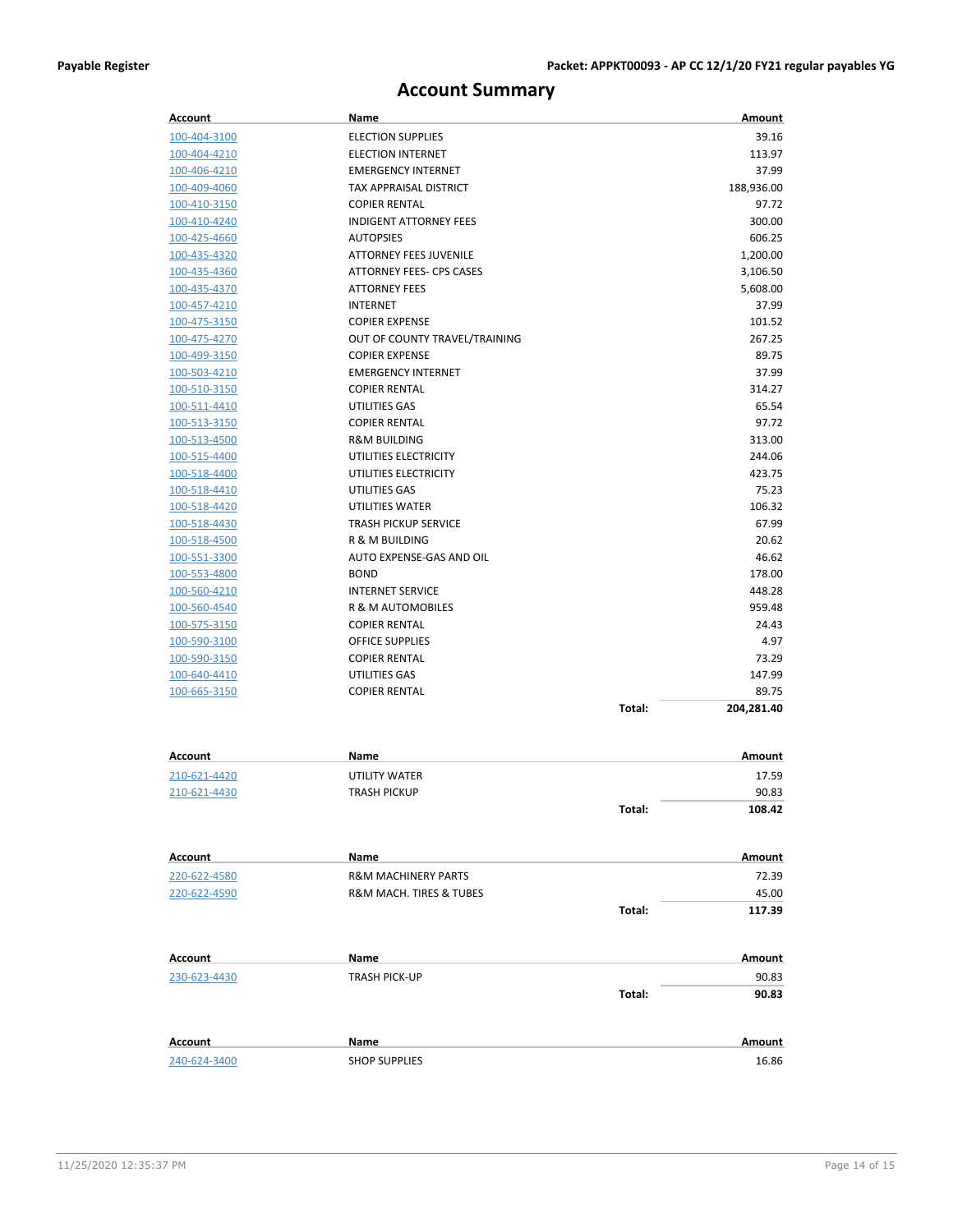# Account Summary

| Account | Name | | Amount |
|---|---|---|---|
| 100-404-3100 | ELECTION SUPPLIES | | 39.16 |
| 100-404-4210 | ELECTION INTERNET | | 113.97 |
| 100-406-4210 | EMERGENCY INTERNET | | 37.99 |
| 100-409-4060 | TAX APPRAISAL DISTRICT | | 188,936.00 |
| 100-410-3150 | COPIER RENTAL | | 97.72 |
| 100-410-4240 | INDIGENT ATTORNEY FEES | | 300.00 |
| 100-425-4660 | AUTOPSIES | | 606.25 |
| 100-435-4320 | ATTORNEY FEES JUVENILE | | 1,200.00 |
| 100-435-4360 | ATTORNEY FEES- CPS CASES | | 3,106.50 |
| 100-435-4370 | ATTORNEY FEES | | 5,608.00 |
| 100-457-4210 | INTERNET | | 37.99 |
| 100-475-3150 | COPIER EXPENSE | | 101.52 |
| 100-475-4270 | OUT OF COUNTY TRAVEL/TRAINING | | 267.25 |
| 100-499-3150 | COPIER EXPENSE | | 89.75 |
| 100-503-4210 | EMERGENCY INTERNET | | 37.99 |
| 100-510-3150 | COPIER RENTAL | | 314.27 |
| 100-511-4410 | UTILITIES GAS | | 65.54 |
| 100-513-3150 | COPIER RENTAL | | 97.72 |
| 100-513-4500 | R&M BUILDING | | 313.00 |
| 100-515-4400 | UTILITIES ELECTRICITY | | 244.06 |
| 100-518-4400 | UTILITIES ELECTRICITY | | 423.75 |
| 100-518-4410 | UTILITIES GAS | | 75.23 |
| 100-518-4420 | UTILITIES WATER | | 106.32 |
| 100-518-4430 | TRASH PICKUP SERVICE | | 67.99 |
| 100-518-4500 | R & M BUILDING | | 20.62 |
| 100-551-3300 | AUTO EXPENSE-GAS AND OIL | | 46.62 |
| 100-553-4800 | BOND | | 178.00 |
| 100-560-4210 | INTERNET SERVICE | | 448.28 |
| 100-560-4540 | R & M AUTOMOBILES | | 959.48 |
| 100-575-3150 | COPIER RENTAL | | 24.43 |
| 100-590-3100 | OFFICE SUPPLIES | | 4.97 |
| 100-590-3150 | COPIER RENTAL | | 73.29 |
| 100-640-4410 | UTILITIES GAS | | 147.99 |
| 100-665-3150 | COPIER RENTAL | | 89.75 |
| | | **Total:** | **204,281.40** |

| Account | Name | | Amount |
|---|---|---|---|
| 210-621-4420 | UTILITY WATER | | 17.59 |
| 210-621-4430 | TRASH PICKUP | | 90.83 |
| | | **Total:** | **108.42** |

| Account | Name | | Amount |
|---|---|---|---|
| 220-622-4580 | R&M MACHINERY PARTS | | 72.39 |
| 220-622-4590 | R&M MACH. TIRES & TUBES | | 45.00 |
| | | **Total:** | **117.39** |

| Account | Name | | Amount |
|---|---|---|---|
| 230-623-4430 | TRASH PICK-UP | | 90.83 |
| | | **Total:** | **90.83** |

| Account | Name | | Amount |
|---|---|---|---|
| 240-624-3400 | SHOP SUPPLIES | | 16.86 |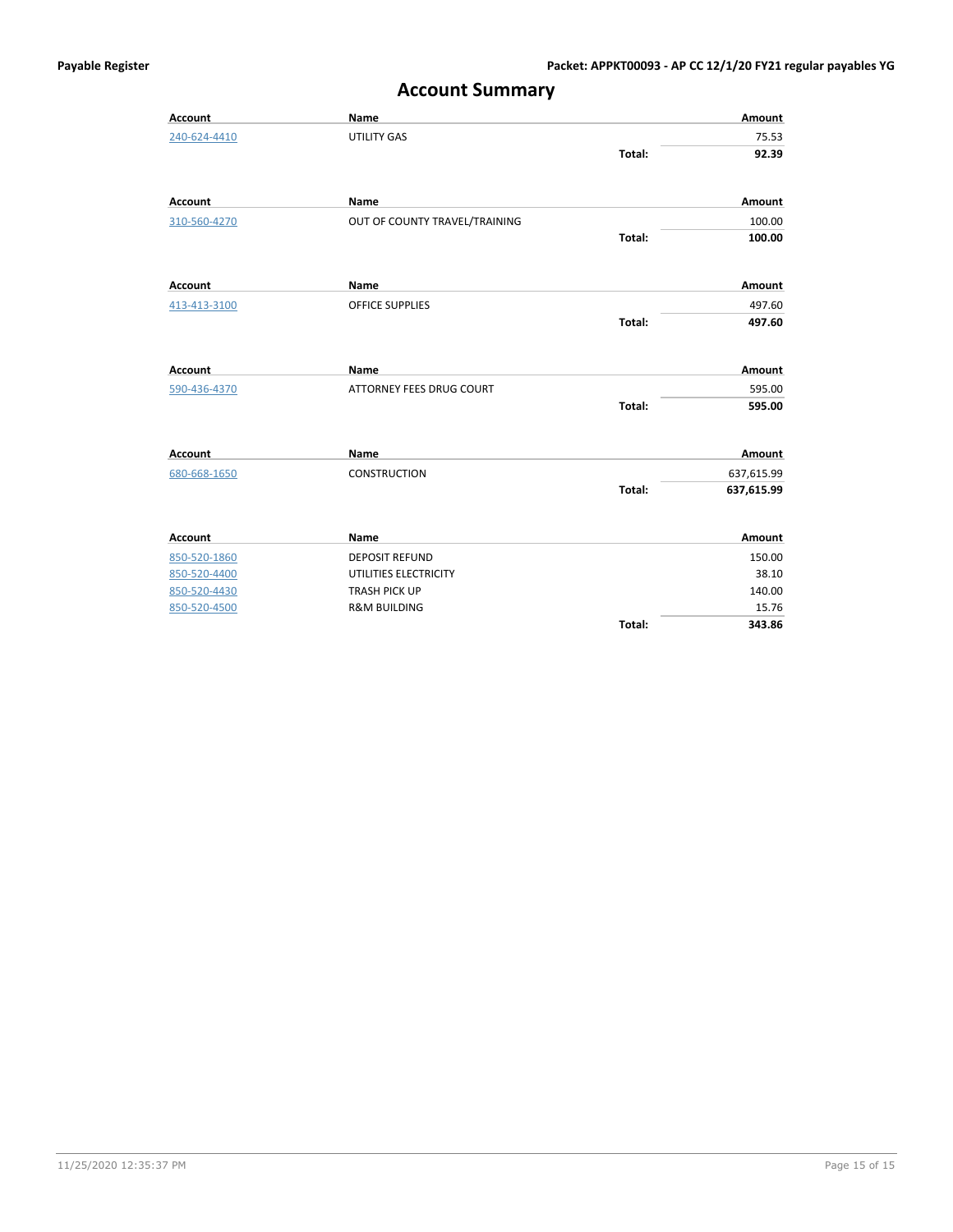# Account Summary

| Account | Name | | Amount |
|---|---|---|---|
| 240-624-4410 | UTILITY GAS | | 75.53 |
| | | **Total:** | **92.39** |

| Account | Name | | Amount |
|---|---|---|---|
| 310-560-4270 | OUT OF COUNTY TRAVEL/TRAINING | | 100.00 |
| | | **Total:** | **100.00** |

| Account | Name | | Amount |
|---|---|---|---|
| 413-413-3100 | OFFICE SUPPLIES | | 497.60 |
| | | **Total:** | **497.60** |

| Account | Name | | Amount |
|---|---|---|---|
| 590-436-4370 | ATTORNEY FEES DRUG COURT | | 595.00 |
| | | **Total:** | **595.00** |

| Account | Name | | Amount |
|---|---|---|---|
| 680-668-1650 | CONSTRUCTION | | 637,615.99 |
| | | **Total:** | **637,615.99** |

| Account | Name | | Amount |
|---|---|---|---|
| 850-520-1860 | DEPOSIT REFUND | | 150.00 |
| 850-520-4400 | UTILITIES ELECTRICITY | | 38.10 |
| 850-520-4430 | TRASH PICK UP | | 140.00 |
| 850-520-4500 | R&M BUILDING | | 15.76 |
| | | **Total:** | **343.86** |